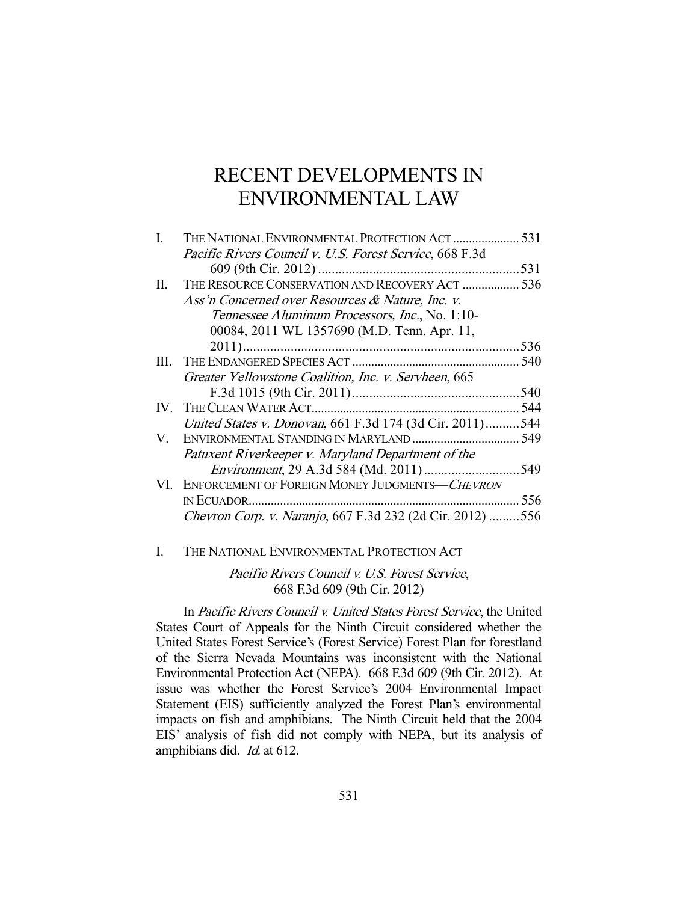# RECENT DEVELOPMENTS IN ENVIRONMENTAL LAW

| | | |
|---|---|---|
| I. | THE NATIONAL ENVIRONMENTAL PROTECTION ACT | 531 |
| | *Pacific Rivers Council v. U.S. Forest Service*, 668 F.3d 609 (9th Cir. 2012) | 531 |
| II. | THE RESOURCE CONSERVATION AND RECOVERY ACT | 536 |
| | *Ass'n Concerned over Resources & Nature, Inc. v. Tennessee Aluminum Processors, Inc.*, No. 1:10-00084, 2011 WL 1357690 (M.D. Tenn. Apr. 11, 2011) | 536 |
| III. | THE ENDANGERED SPECIES ACT | 540 |
| | *Greater Yellowstone Coalition, Inc. v. Servheen*, 665 F.3d 1015 (9th Cir. 2011) | 540 |
| IV. | THE CLEAN WATER ACT | 544 |
| | *United States v. Donovan*, 661 F.3d 174 (3d Cir. 2011) | 544 |
| V. | ENVIRONMENTAL STANDING IN MARYLAND | 549 |
| | *Patuxent Riverkeeper v. Maryland Department of the Environment*, 29 A.3d 584 (Md. 2011) | 549 |
| VI. | ENFORCEMENT OF FOREIGN MONEY JUDGMENTS—*CHEVRON* IN ECUADOR | 556 |
| | *Chevron Corp. v. Naranjo*, 667 F.3d 232 (2d Cir. 2012) | 556 |

## I. THE NATIONAL ENVIRONMENTAL PROTECTION ACT

### *Pacific Rivers Council v. U.S. Forest Service*, 668 F.3d 609 (9th Cir. 2012)

In *Pacific Rivers Council v. United States Forest Service*, the United States Court of Appeals for the Ninth Circuit considered whether the United States Forest Service's (Forest Service) Forest Plan for forestland of the Sierra Nevada Mountains was inconsistent with the National Environmental Protection Act (NEPA). 668 F.3d 609 (9th Cir. 2012). At issue was whether the Forest Service's 2004 Environmental Impact Statement (EIS) sufficiently analyzed the Forest Plan's environmental impacts on fish and amphibians. The Ninth Circuit held that the 2004 EIS' analysis of fish did not comply with NEPA, but its analysis of amphibians did. *Id.* at 612.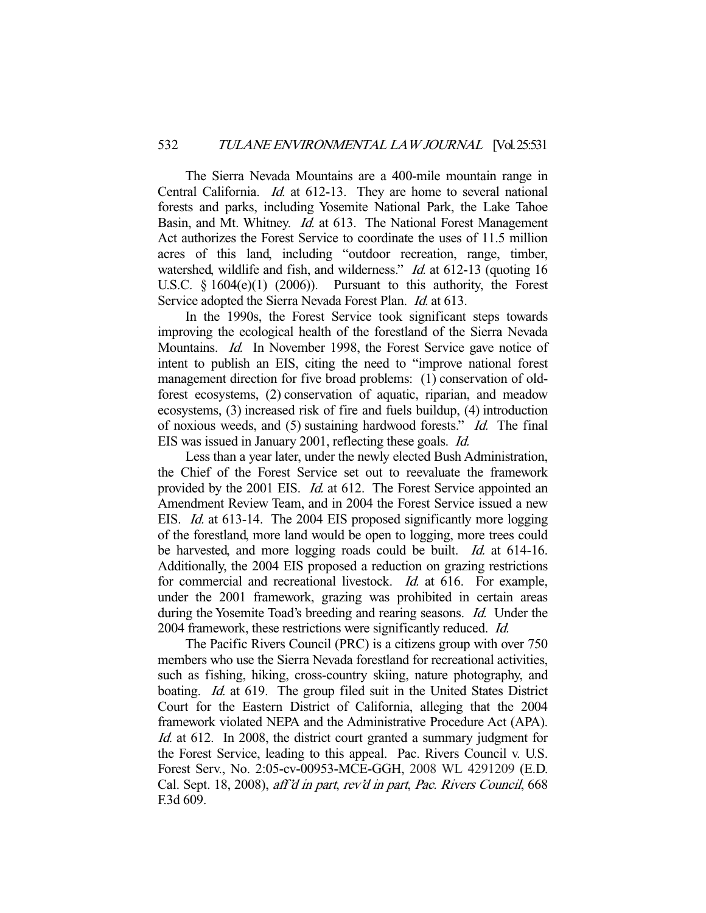The Sierra Nevada Mountains are a 400-mile mountain range in Central California. *Id.* at 612-13. They are home to several national forests and parks, including Yosemite National Park, the Lake Tahoe Basin, and Mt. Whitney. *Id.* at 613. The National Forest Management Act authorizes the Forest Service to coordinate the uses of 11.5 million acres of this land, including "outdoor recreation, range, timber, watershed, wildlife and fish, and wilderness." *Id.* at 612-13 (quoting 16 U.S.C. § 1604(e)(1) (2006)). Pursuant to this authority, the Forest Service adopted the Sierra Nevada Forest Plan. *Id.* at 613.

In the 1990s, the Forest Service took significant steps towards improving the ecological health of the forestland of the Sierra Nevada Mountains. *Id.* In November 1998, the Forest Service gave notice of intent to publish an EIS, citing the need to "improve national forest management direction for five broad problems: (1) conservation of old-forest ecosystems, (2) conservation of aquatic, riparian, and meadow ecosystems, (3) increased risk of fire and fuels buildup, (4) introduction of noxious weeds, and (5) sustaining hardwood forests." *Id.* The final EIS was issued in January 2001, reflecting these goals. *Id.*

Less than a year later, under the newly elected Bush Administration, the Chief of the Forest Service set out to reevaluate the framework provided by the 2001 EIS. *Id.* at 612. The Forest Service appointed an Amendment Review Team, and in 2004 the Forest Service issued a new EIS. *Id.* at 613-14. The 2004 EIS proposed significantly more logging of the forestland, more land would be open to logging, more trees could be harvested, and more logging roads could be built. *Id.* at 614-16. Additionally, the 2004 EIS proposed a reduction on grazing restrictions for commercial and recreational livestock. *Id.* at 616. For example, under the 2001 framework, grazing was prohibited in certain areas during the Yosemite Toad's breeding and rearing seasons. *Id.* Under the 2004 framework, these restrictions were significantly reduced. *Id.*

The Pacific Rivers Council (PRC) is a citizens group with over 750 members who use the Sierra Nevada forestland for recreational activities, such as fishing, hiking, cross-country skiing, nature photography, and boating. *Id.* at 619. The group filed suit in the United States District Court for the Eastern District of California, alleging that the 2004 framework violated NEPA and the Administrative Procedure Act (APA). *Id.* at 612. In 2008, the district court granted a summary judgment for the Forest Service, leading to this appeal. Pac. Rivers Council v. U.S. Forest Serv., No. 2:05-cv-00953-MCE-GGH, 2008 WL 4291209 (E.D. Cal. Sept. 18, 2008), *aff'd in part*, *rev'd in part*, *Pac. Rivers Council*, 668 F.3d 609.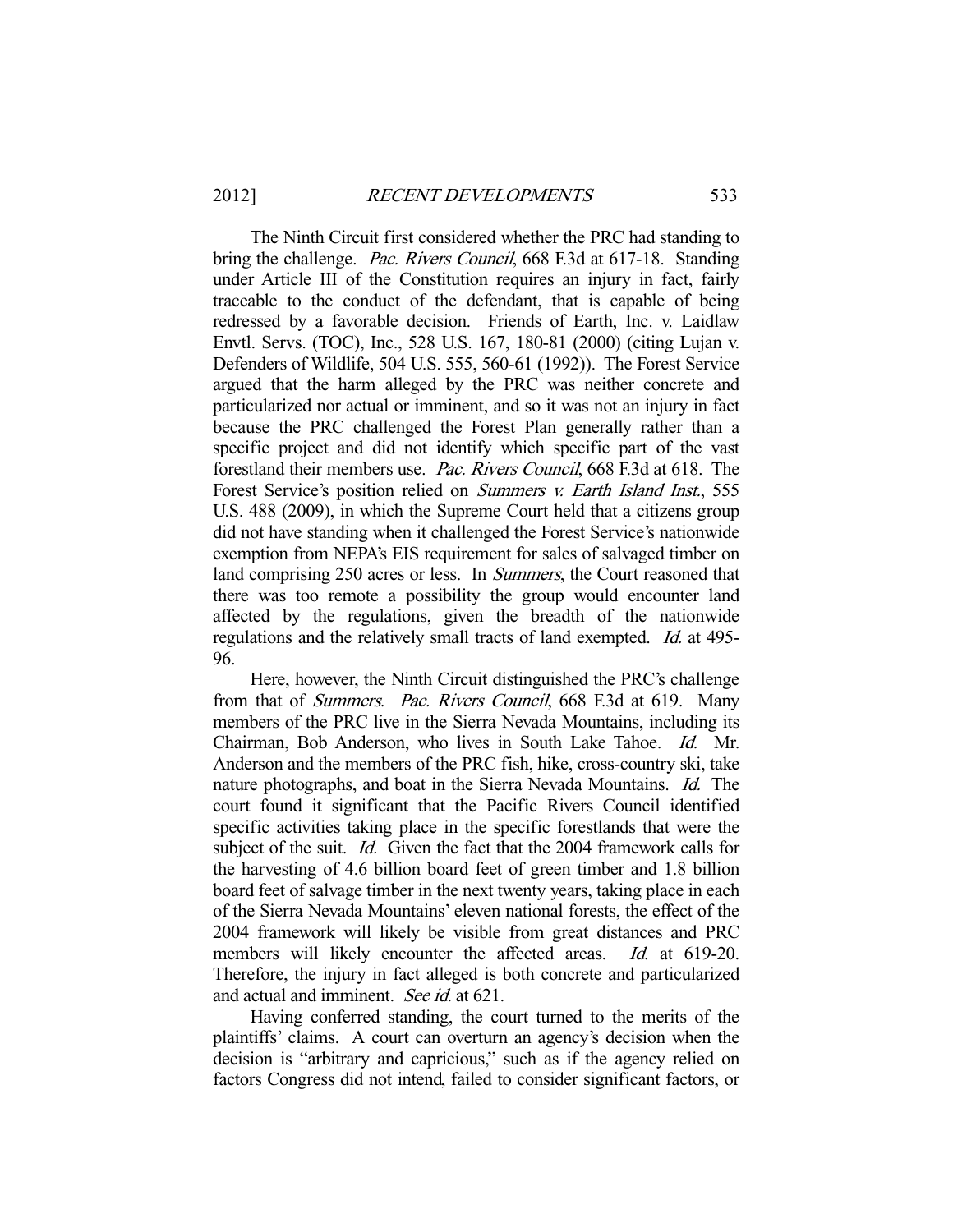The Ninth Circuit first considered whether the PRC had standing to bring the challenge. *Pac. Rivers Council*, 668 F.3d at 617-18. Standing under Article III of the Constitution requires an injury in fact, fairly traceable to the conduct of the defendant, that is capable of being redressed by a favorable decision. Friends of Earth, Inc. v. Laidlaw Envtl. Servs. (TOC), Inc., 528 U.S. 167, 180-81 (2000) (citing Lujan v. Defenders of Wildlife, 504 U.S. 555, 560-61 (1992)). The Forest Service argued that the harm alleged by the PRC was neither concrete and particularized nor actual or imminent, and so it was not an injury in fact because the PRC challenged the Forest Plan generally rather than a specific project and did not identify which specific part of the vast forestland their members use. *Pac. Rivers Council*, 668 F.3d at 618. The Forest Service's position relied on *Summers v. Earth Island Inst.*, 555 U.S. 488 (2009), in which the Supreme Court held that a citizens group did not have standing when it challenged the Forest Service's nationwide exemption from NEPA's EIS requirement for sales of salvaged timber on land comprising 250 acres or less. In *Summers*, the Court reasoned that there was too remote a possibility the group would encounter land affected by the regulations, given the breadth of the nationwide regulations and the relatively small tracts of land exempted. *Id.* at 495-96.

Here, however, the Ninth Circuit distinguished the PRC's challenge from that of *Summers*. *Pac. Rivers Council*, 668 F.3d at 619. Many members of the PRC live in the Sierra Nevada Mountains, including its Chairman, Bob Anderson, who lives in South Lake Tahoe. *Id.* Mr. Anderson and the members of the PRC fish, hike, cross-country ski, take nature photographs, and boat in the Sierra Nevada Mountains. *Id.* The court found it significant that the Pacific Rivers Council identified specific activities taking place in the specific forestlands that were the subject of the suit. *Id.* Given the fact that the 2004 framework calls for the harvesting of 4.6 billion board feet of green timber and 1.8 billion board feet of salvage timber in the next twenty years, taking place in each of the Sierra Nevada Mountains' eleven national forests, the effect of the 2004 framework will likely be visible from great distances and PRC members will likely encounter the affected areas. *Id.* at 619-20. Therefore, the injury in fact alleged is both concrete and particularized and actual and imminent. *See id.* at 621.

Having conferred standing, the court turned to the merits of the plaintiffs' claims. A court can overturn an agency's decision when the decision is "arbitrary and capricious," such as if the agency relied on factors Congress did not intend, failed to consider significant factors, or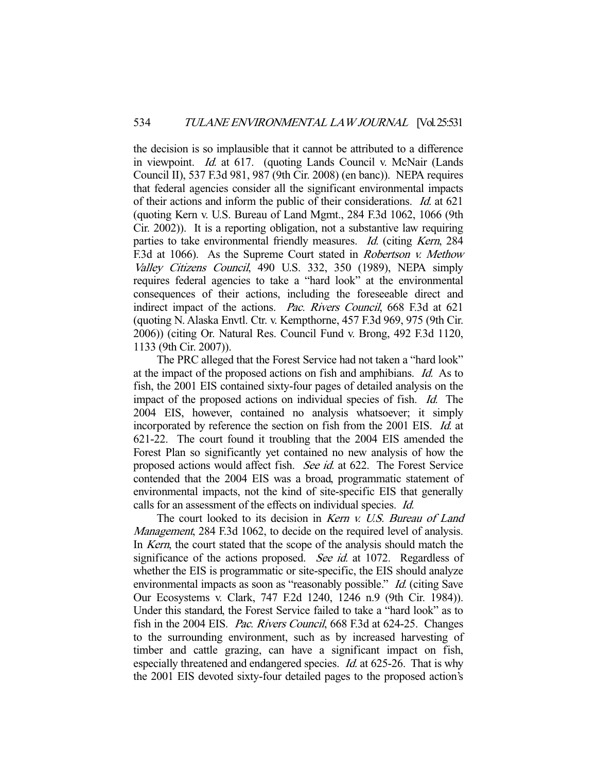the decision is so implausible that it cannot be attributed to a difference in viewpoint. *Id.* at 617. (quoting Lands Council v. McNair (Lands Council II), 537 F.3d 981, 987 (9th Cir. 2008) (en banc)). NEPA requires that federal agencies consider all the significant environmental impacts of their actions and inform the public of their considerations. *Id.* at 621 (quoting Kern v. U.S. Bureau of Land Mgmt., 284 F.3d 1062, 1066 (9th Cir. 2002)). It is a reporting obligation, not a substantive law requiring parties to take environmental friendly measures. *Id.* (citing *Kern*, 284 F.3d at 1066). As the Supreme Court stated in *Robertson v. Methow Valley Citizens Council*, 490 U.S. 332, 350 (1989), NEPA simply requires federal agencies to take a "hard look" at the environmental consequences of their actions, including the foreseeable direct and indirect impact of the actions. *Pac. Rivers Council*, 668 F.3d at 621 (quoting N. Alaska Envtl. Ctr. v. Kempthorne, 457 F.3d 969, 975 (9th Cir. 2006)) (citing Or. Natural Res. Council Fund v. Brong, 492 F.3d 1120, 1133 (9th Cir. 2007)).

The PRC alleged that the Forest Service had not taken a "hard look" at the impact of the proposed actions on fish and amphibians. *Id.* As to fish, the 2001 EIS contained sixty-four pages of detailed analysis on the impact of the proposed actions on individual species of fish. *Id.* The 2004 EIS, however, contained no analysis whatsoever; it simply incorporated by reference the section on fish from the 2001 EIS. *Id.* at 621-22. The court found it troubling that the 2004 EIS amended the Forest Plan so significantly yet contained no new analysis of how the proposed actions would affect fish. *See id.* at 622. The Forest Service contended that the 2004 EIS was a broad, programmatic statement of environmental impacts, not the kind of site-specific EIS that generally calls for an assessment of the effects on individual species. *Id.*

The court looked to its decision in *Kern v. U.S. Bureau of Land Management*, 284 F.3d 1062, to decide on the required level of analysis. In *Kern*, the court stated that the scope of the analysis should match the significance of the actions proposed. *See id.* at 1072. Regardless of whether the EIS is programmatic or site-specific, the EIS should analyze environmental impacts as soon as "reasonably possible." *Id.* (citing Save Our Ecosystems v. Clark, 747 F.2d 1240, 1246 n.9 (9th Cir. 1984)). Under this standard, the Forest Service failed to take a "hard look" as to fish in the 2004 EIS. *Pac. Rivers Council*, 668 F.3d at 624-25. Changes to the surrounding environment, such as by increased harvesting of timber and cattle grazing, can have a significant impact on fish, especially threatened and endangered species. *Id.* at 625-26. That is why the 2001 EIS devoted sixty-four detailed pages to the proposed action's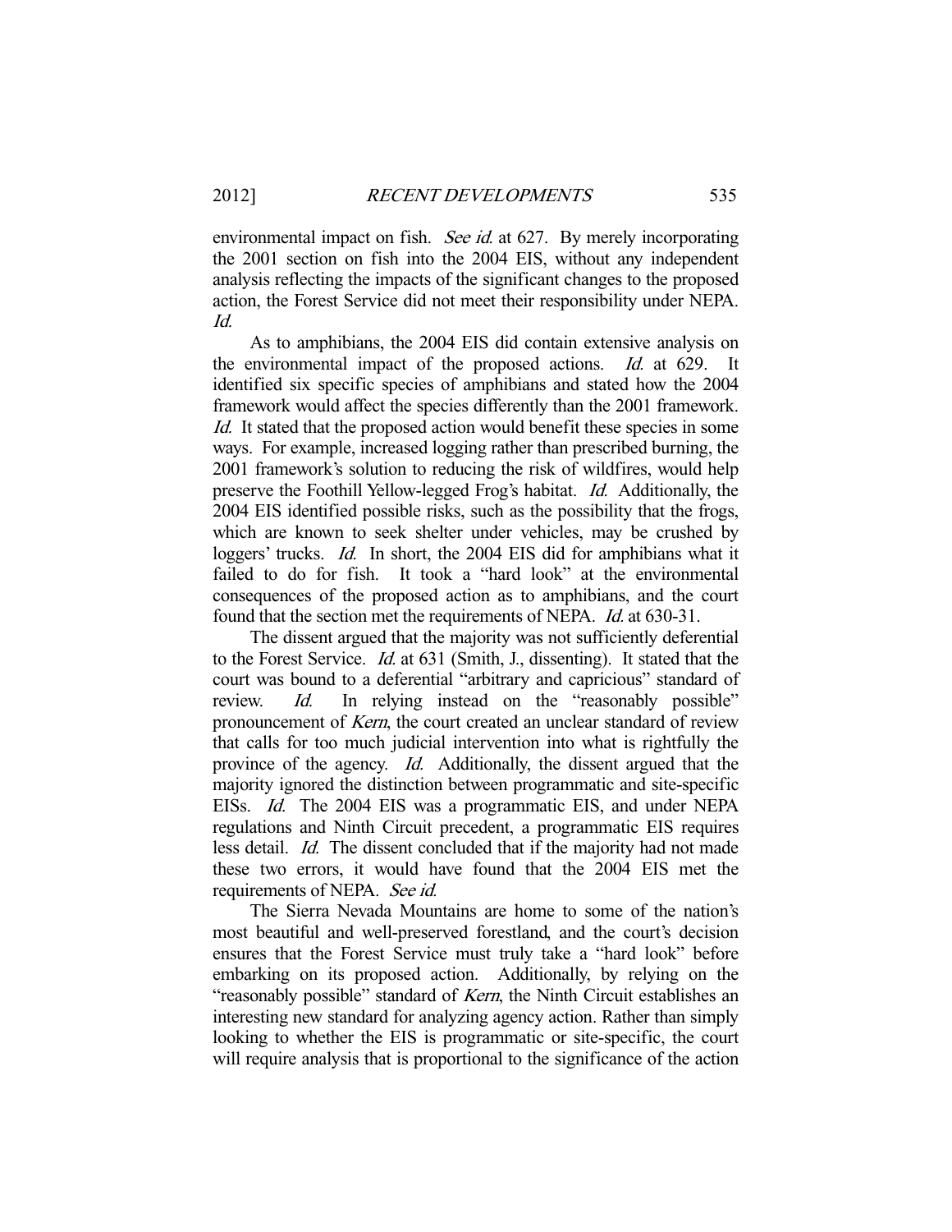environmental impact on fish. *See id.* at 627. By merely incorporating the 2001 section on fish into the 2004 EIS, without any independent analysis reflecting the impacts of the significant changes to the proposed action, the Forest Service did not meet their responsibility under NEPA. *Id.*

As to amphibians, the 2004 EIS did contain extensive analysis on the environmental impact of the proposed actions. *Id.* at 629. It identified six specific species of amphibians and stated how the 2004 framework would affect the species differently than the 2001 framework. *Id.* It stated that the proposed action would benefit these species in some ways. For example, increased logging rather than prescribed burning, the 2001 framework's solution to reducing the risk of wildfires, would help preserve the Foothill Yellow-legged Frog's habitat. *Id.* Additionally, the 2004 EIS identified possible risks, such as the possibility that the frogs, which are known to seek shelter under vehicles, may be crushed by loggers' trucks. *Id.* In short, the 2004 EIS did for amphibians what it failed to do for fish. It took a "hard look" at the environmental consequences of the proposed action as to amphibians, and the court found that the section met the requirements of NEPA. *Id.* at 630-31.

The dissent argued that the majority was not sufficiently deferential to the Forest Service. *Id.* at 631 (Smith, J., dissenting). It stated that the court was bound to a deferential "arbitrary and capricious" standard of review. *Id.* In relying instead on the "reasonably possible" pronouncement of *Kern*, the court created an unclear standard of review that calls for too much judicial intervention into what is rightfully the province of the agency. *Id.* Additionally, the dissent argued that the majority ignored the distinction between programmatic and site-specific EISs. *Id.* The 2004 EIS was a programmatic EIS, and under NEPA regulations and Ninth Circuit precedent, a programmatic EIS requires less detail. *Id.* The dissent concluded that if the majority had not made these two errors, it would have found that the 2004 EIS met the requirements of NEPA. *See id.*

The Sierra Nevada Mountains are home to some of the nation's most beautiful and well-preserved forestland, and the court's decision ensures that the Forest Service must truly take a "hard look" before embarking on its proposed action. Additionally, by relying on the "reasonably possible" standard of *Kern*, the Ninth Circuit establishes an interesting new standard for analyzing agency action. Rather than simply looking to whether the EIS is programmatic or site-specific, the court will require analysis that is proportional to the significance of the action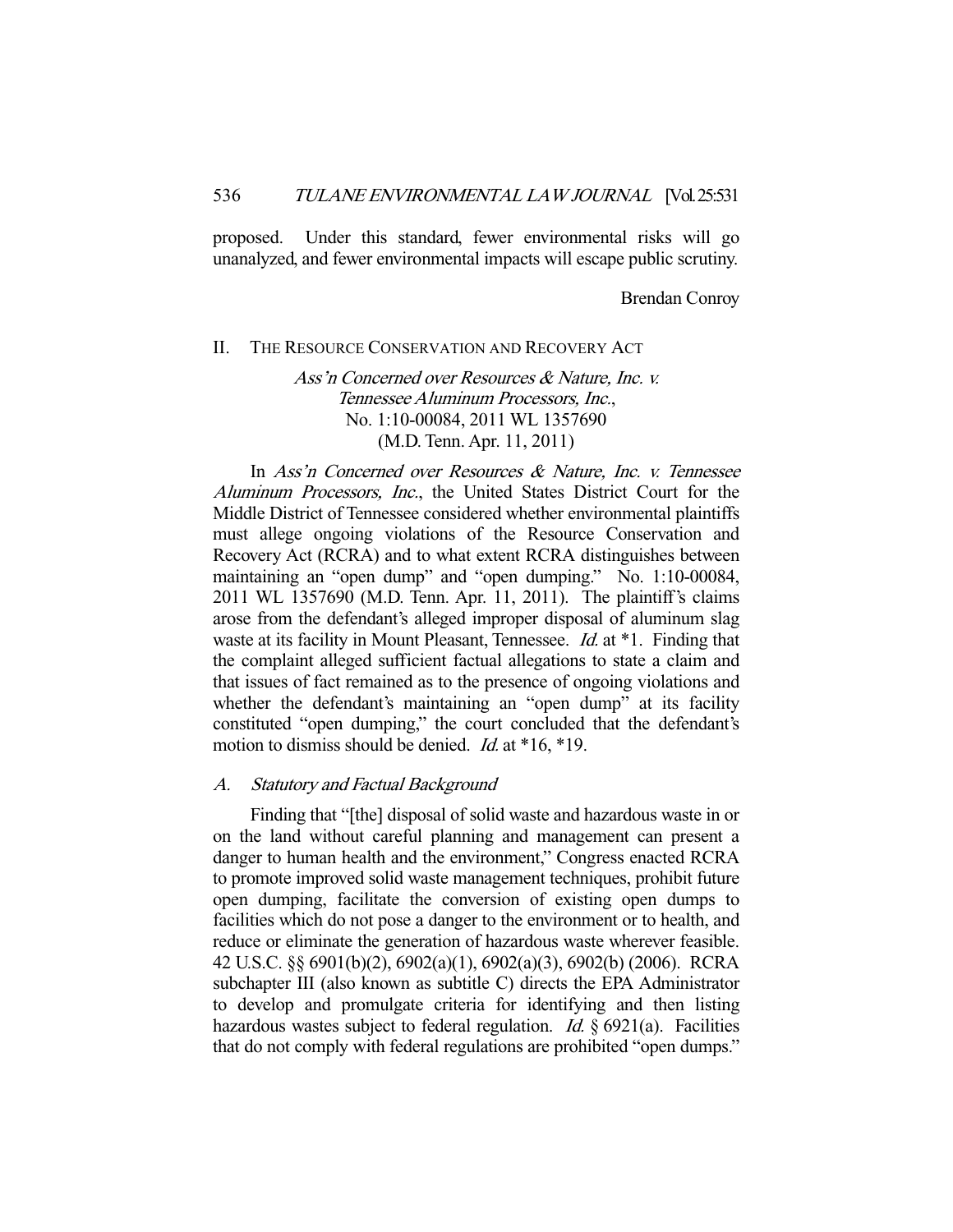proposed. Under this standard, fewer environmental risks will go unanalyzed, and fewer environmental impacts will escape public scrutiny.

Brendan Conroy

## II. The Resource Conservation and Recovery Act

### *Ass'n Concerned over Resources & Nature, Inc. v. Tennessee Aluminum Processors, Inc.*, No. 1:10-00084, 2011 WL 1357690 (M.D. Tenn. Apr. 11, 2011)

In *Ass'n Concerned over Resources & Nature, Inc. v. Tennessee Aluminum Processors, Inc.*, the United States District Court for the Middle District of Tennessee considered whether environmental plaintiffs must allege ongoing violations of the Resource Conservation and Recovery Act (RCRA) and to what extent RCRA distinguishes between maintaining an "open dump" and "open dumping." No. 1:10-00084, 2011 WL 1357690 (M.D. Tenn. Apr. 11, 2011). The plaintiff's claims arose from the defendant's alleged improper disposal of aluminum slag waste at its facility in Mount Pleasant, Tennessee. *Id.* at *1. Finding that the complaint alleged sufficient factual allegations to state a claim and that issues of fact remained as to the presence of ongoing violations and whether the defendant's maintaining an "open dump" at its facility constituted "open dumping," the court concluded that the defendant's motion to dismiss should be denied. *Id.* at *16, *19.

### A. *Statutory and Factual Background*

Finding that "[the] disposal of solid waste and hazardous waste in or on the land without careful planning and management can present a danger to human health and the environment," Congress enacted RCRA to promote improved solid waste management techniques, prohibit future open dumping, facilitate the conversion of existing open dumps to facilities which do not pose a danger to the environment or to health, and reduce or eliminate the generation of hazardous waste wherever feasible. 42 U.S.C. §§ 6901(b)(2), 6902(a)(1), 6902(a)(3), 6902(b) (2006). RCRA subchapter III (also known as subtitle C) directs the EPA Administrator to develop and promulgate criteria for identifying and then listing hazardous wastes subject to federal regulation. *Id.* § 6921(a). Facilities that do not comply with federal regulations are prohibited "open dumps."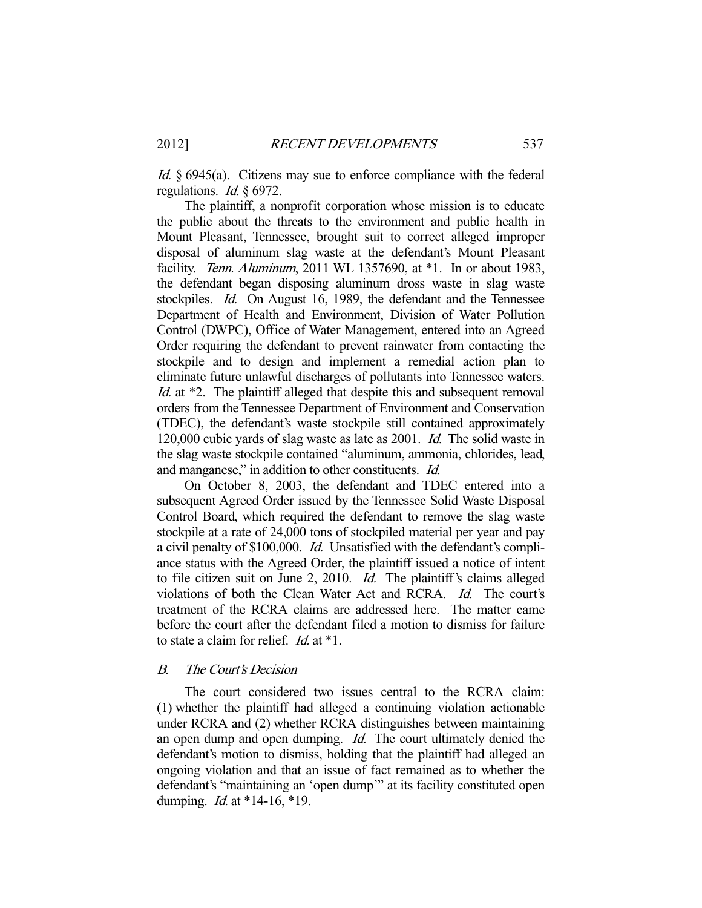*Id.* § 6945(a). Citizens may sue to enforce compliance with the federal regulations. *Id.* § 6972.

The plaintiff, a nonprofit corporation whose mission is to educate the public about the threats to the environment and public health in Mount Pleasant, Tennessee, brought suit to correct alleged improper disposal of aluminum slag waste at the defendant's Mount Pleasant facility. *Tenn. Aluminum*, 2011 WL 1357690, at *1. In or about 1983, the defendant began disposing aluminum dross waste in slag waste stockpiles. *Id.* On August 16, 1989, the defendant and the Tennessee Department of Health and Environment, Division of Water Pollution Control (DWPC), Office of Water Management, entered into an Agreed Order requiring the defendant to prevent rainwater from contacting the stockpile and to design and implement a remedial action plan to eliminate future unlawful discharges of pollutants into Tennessee waters. *Id.* at *2. The plaintiff alleged that despite this and subsequent removal orders from the Tennessee Department of Environment and Conservation (TDEC), the defendant's waste stockpile still contained approximately 120,000 cubic yards of slag waste as late as 2001. *Id.* The solid waste in the slag waste stockpile contained "aluminum, ammonia, chlorides, lead, and manganese," in addition to other constituents. *Id.*

On October 8, 2003, the defendant and TDEC entered into a subsequent Agreed Order issued by the Tennessee Solid Waste Disposal Control Board, which required the defendant to remove the slag waste stockpile at a rate of 24,000 tons of stockpiled material per year and pay a civil penalty of $100,000. *Id.* Unsatisfied with the defendant's compliance status with the Agreed Order, the plaintiff issued a notice of intent to file citizen suit on June 2, 2010. *Id.* The plaintiff's claims alleged violations of both the Clean Water Act and RCRA. *Id.* The court's treatment of the RCRA claims are addressed here. The matter came before the court after the defendant filed a motion to dismiss for failure to state a claim for relief. *Id.* at *1.

### *B. The Court's Decision*

The court considered two issues central to the RCRA claim: (1) whether the plaintiff had alleged a continuing violation actionable under RCRA and (2) whether RCRA distinguishes between maintaining an open dump and open dumping. *Id.* The court ultimately denied the defendant's motion to dismiss, holding that the plaintiff had alleged an ongoing violation and that an issue of fact remained as to whether the defendant's "maintaining an 'open dump'" at its facility constituted open dumping. *Id.* at *14-16, *19.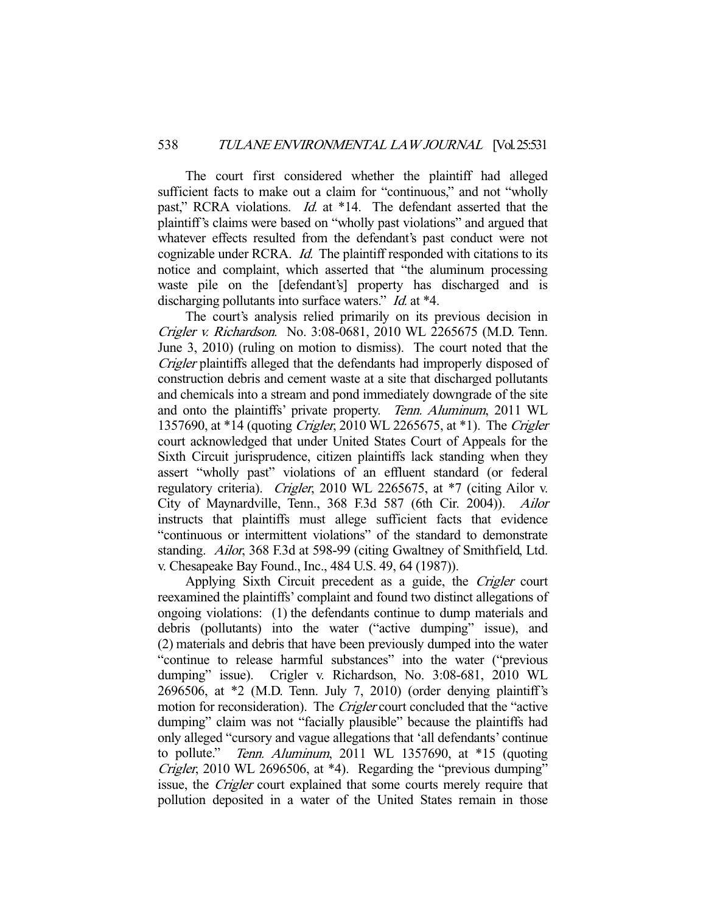The court first considered whether the plaintiff had alleged sufficient facts to make out a claim for "continuous," and not "wholly past," RCRA violations. *Id.* at *14. The defendant asserted that the plaintiff's claims were based on "wholly past violations" and argued that whatever effects resulted from the defendant's past conduct were not cognizable under RCRA. *Id.* The plaintiff responded with citations to its notice and complaint, which asserted that "the aluminum processing waste pile on the [defendant's] property has discharged and is discharging pollutants into surface waters." *Id.* at *4.

The court's analysis relied primarily on its previous decision in *Crigler v. Richardson*. No. 3:08-0681, 2010 WL 2265675 (M.D. Tenn. June 3, 2010) (ruling on motion to dismiss). The court noted that the *Crigler* plaintiffs alleged that the defendants had improperly disposed of construction debris and cement waste at a site that discharged pollutants and chemicals into a stream and pond immediately downgrade of the site and onto the plaintiffs' private property. *Tenn. Aluminum*, 2011 WL 1357690, at *14 (quoting *Crigler*, 2010 WL 2265675, at *1). The *Crigler* court acknowledged that under United States Court of Appeals for the Sixth Circuit jurisprudence, citizen plaintiffs lack standing when they assert "wholly past" violations of an effluent standard (or federal regulatory criteria). *Crigler*, 2010 WL 2265675, at *7 (citing Ailor v. City of Maynardville, Tenn., 368 F.3d 587 (6th Cir. 2004)). *Ailor* instructs that plaintiffs must allege sufficient facts that evidence "continuous or intermittent violations" of the standard to demonstrate standing. *Ailor*, 368 F.3d at 598-99 (citing Gwaltney of Smithfield, Ltd. v. Chesapeake Bay Found., Inc., 484 U.S. 49, 64 (1987)).

Applying Sixth Circuit precedent as a guide, the *Crigler* court reexamined the plaintiffs' complaint and found two distinct allegations of ongoing violations: (1) the defendants continue to dump materials and debris (pollutants) into the water ("active dumping" issue), and (2) materials and debris that have been previously dumped into the water "continue to release harmful substances" into the water ("previous dumping" issue). Crigler v. Richardson, No. 3:08-681, 2010 WL 2696506, at *2 (M.D. Tenn. July 7, 2010) (order denying plaintiff's motion for reconsideration). The *Crigler* court concluded that the "active dumping" claim was not "facially plausible" because the plaintiffs had only alleged "cursory and vague allegations that 'all defendants' continue to pollute." *Tenn. Aluminum*, 2011 WL 1357690, at *15 (quoting *Crigler*, 2010 WL 2696506, at *4). Regarding the "previous dumping" issue, the *Crigler* court explained that some courts merely require that pollution deposited in a water of the United States remain in those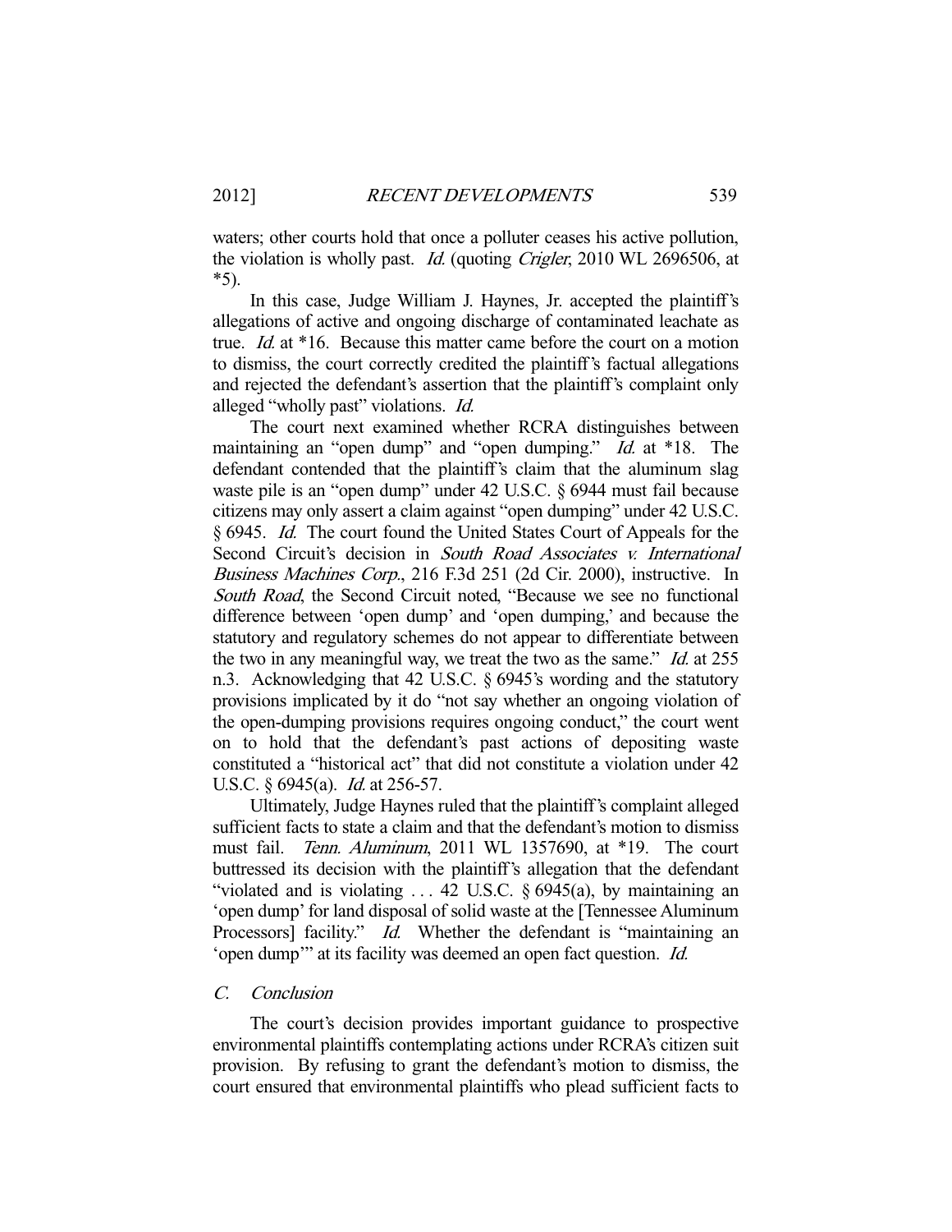waters; other courts hold that once a polluter ceases his active pollution, the violation is wholly past. *Id.* (quoting *Crigler*, 2010 WL 2696506, at \*5).

In this case, Judge William J. Haynes, Jr. accepted the plaintiff's allegations of active and ongoing discharge of contaminated leachate as true. *Id.* at \*16. Because this matter came before the court on a motion to dismiss, the court correctly credited the plaintiff's factual allegations and rejected the defendant's assertion that the plaintiff's complaint only alleged "wholly past" violations. *Id.*

The court next examined whether RCRA distinguishes between maintaining an "open dump" and "open dumping." *Id.* at \*18. The defendant contended that the plaintiff's claim that the aluminum slag waste pile is an "open dump" under 42 U.S.C. § 6944 must fail because citizens may only assert a claim against "open dumping" under 42 U.S.C. § 6945. *Id.* The court found the United States Court of Appeals for the Second Circuit's decision in *South Road Associates v. International Business Machines Corp.*, 216 F.3d 251 (2d Cir. 2000), instructive. In *South Road*, the Second Circuit noted, "Because we see no functional difference between 'open dump' and 'open dumping,' and because the statutory and regulatory schemes do not appear to differentiate between the two in any meaningful way, we treat the two as the same." *Id.* at 255 n.3. Acknowledging that 42 U.S.C. § 6945's wording and the statutory provisions implicated by it do "not say whether an ongoing violation of the open-dumping provisions requires ongoing conduct," the court went on to hold that the defendant's past actions of depositing waste constituted a "historical act" that did not constitute a violation under 42 U.S.C. § 6945(a). *Id.* at 256-57.

Ultimately, Judge Haynes ruled that the plaintiff's complaint alleged sufficient facts to state a claim and that the defendant's motion to dismiss must fail. *Tenn. Aluminum*, 2011 WL 1357690, at \*19. The court buttressed its decision with the plaintiff's allegation that the defendant "violated and is violating . . . 42 U.S.C. § 6945(a), by maintaining an 'open dump' for land disposal of solid waste at the [Tennessee Aluminum Processors] facility." *Id.* Whether the defendant is "maintaining an 'open dump'" at its facility was deemed an open fact question. *Id.*

### C. Conclusion

The court's decision provides important guidance to prospective environmental plaintiffs contemplating actions under RCRA's citizen suit provision. By refusing to grant the defendant's motion to dismiss, the court ensured that environmental plaintiffs who plead sufficient facts to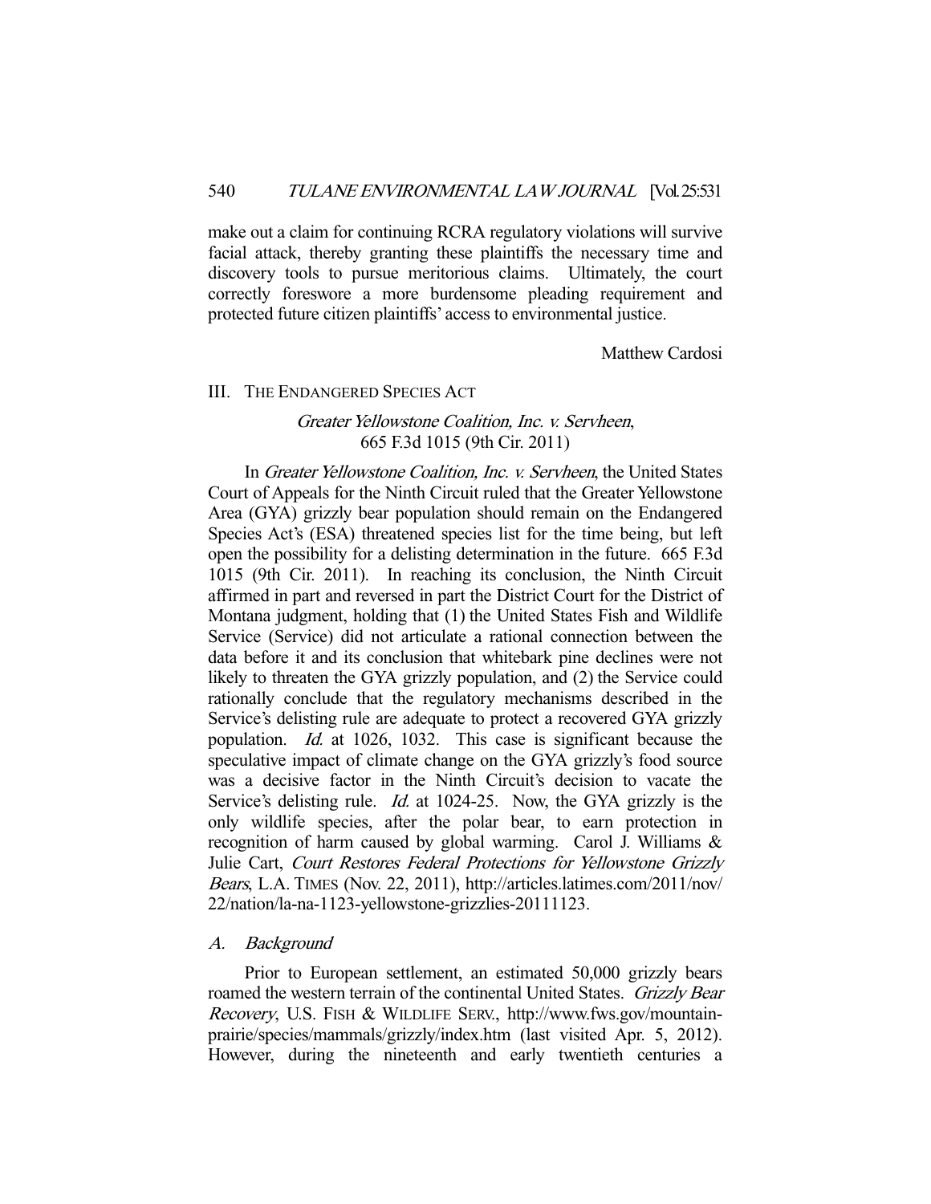make out a claim for continuing RCRA regulatory violations will survive facial attack, thereby granting these plaintiffs the necessary time and discovery tools to pursue meritorious claims. Ultimately, the court correctly foreswore a more burdensome pleading requirement and protected future citizen plaintiffs' access to environmental justice.

Matthew Cardosi

## III. The Endangered Species Act

### *Greater Yellowstone Coalition, Inc. v. Servheen*, 665 F.3d 1015 (9th Cir. 2011)

In *Greater Yellowstone Coalition, Inc. v. Servheen*, the United States Court of Appeals for the Ninth Circuit ruled that the Greater Yellowstone Area (GYA) grizzly bear population should remain on the Endangered Species Act's (ESA) threatened species list for the time being, but left open the possibility for a delisting determination in the future. 665 F.3d 1015 (9th Cir. 2011). In reaching its conclusion, the Ninth Circuit affirmed in part and reversed in part the District Court for the District of Montana judgment, holding that (1) the United States Fish and Wildlife Service (Service) did not articulate a rational connection between the data before it and its conclusion that whitebark pine declines were not likely to threaten the GYA grizzly population, and (2) the Service could rationally conclude that the regulatory mechanisms described in the Service's delisting rule are adequate to protect a recovered GYA grizzly population. *Id.* at 1026, 1032. This case is significant because the speculative impact of climate change on the GYA grizzly's food source was a decisive factor in the Ninth Circuit's decision to vacate the Service's delisting rule. *Id.* at 1024-25. Now, the GYA grizzly is the only wildlife species, after the polar bear, to earn protection in recognition of harm caused by global warming. Carol J. Williams & Julie Cart, *Court Restores Federal Protections for Yellowstone Grizzly Bears*, L.A. Times (Nov. 22, 2011), http://articles.latimes.com/2011/nov/22/nation/la-na-1123-yellowstone-grizzlies-20111123.

#### *A. Background*

Prior to European settlement, an estimated 50,000 grizzly bears roamed the western terrain of the continental United States. *Grizzly Bear Recovery*, U.S. Fish & Wildlife Serv., http://www.fws.gov/mountain-prairie/species/mammals/grizzly/index.htm (last visited Apr. 5, 2012). However, during the nineteenth and early twentieth centuries a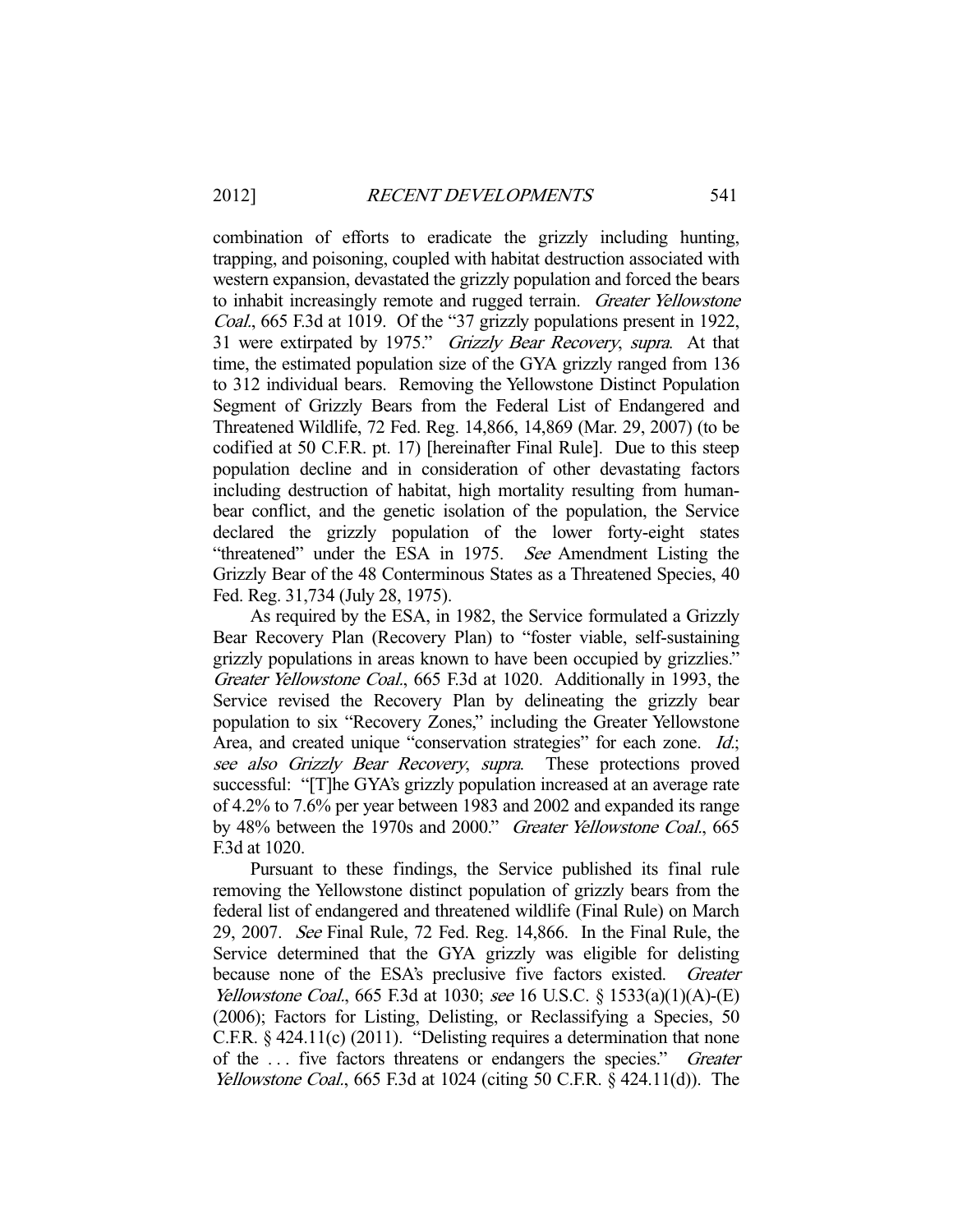combination of efforts to eradicate the grizzly including hunting, trapping, and poisoning, coupled with habitat destruction associated with western expansion, devastated the grizzly population and forced the bears to inhabit increasingly remote and rugged terrain. *Greater Yellowstone Coal.*, 665 F.3d at 1019. Of the "37 grizzly populations present in 1922, 31 were extirpated by 1975." *Grizzly Bear Recovery*, *supra*. At that time, the estimated population size of the GYA grizzly ranged from 136 to 312 individual bears. Removing the Yellowstone Distinct Population Segment of Grizzly Bears from the Federal List of Endangered and Threatened Wildlife, 72 Fed. Reg. 14,866, 14,869 (Mar. 29, 2007) (to be codified at 50 C.F.R. pt. 17) [hereinafter Final Rule]. Due to this steep population decline and in consideration of other devastating factors including destruction of habitat, high mortality resulting from human-bear conflict, and the genetic isolation of the population, the Service declared the grizzly population of the lower forty-eight states "threatened" under the ESA in 1975. *See* Amendment Listing the Grizzly Bear of the 48 Conterminous States as a Threatened Species, 40 Fed. Reg. 31,734 (July 28, 1975).

As required by the ESA, in 1982, the Service formulated a Grizzly Bear Recovery Plan (Recovery Plan) to "foster viable, self-sustaining grizzly populations in areas known to have been occupied by grizzlies." *Greater Yellowstone Coal.*, 665 F.3d at 1020. Additionally in 1993, the Service revised the Recovery Plan by delineating the grizzly bear population to six "Recovery Zones," including the Greater Yellowstone Area, and created unique "conservation strategies" for each zone. *Id.*; *see also Grizzly Bear Recovery*, *supra*. These protections proved successful: "[T]he GYA's grizzly population increased at an average rate of 4.2% to 7.6% per year between 1983 and 2002 and expanded its range by 48% between the 1970s and 2000." *Greater Yellowstone Coal.*, 665 F.3d at 1020.

Pursuant to these findings, the Service published its final rule removing the Yellowstone distinct population of grizzly bears from the federal list of endangered and threatened wildlife (Final Rule) on March 29, 2007. *See* Final Rule, 72 Fed. Reg. 14,866. In the Final Rule, the Service determined that the GYA grizzly was eligible for delisting because none of the ESA's preclusive five factors existed. *Greater Yellowstone Coal.*, 665 F.3d at 1030; *see* 16 U.S.C. § 1533(a)(1)(A)-(E) (2006); Factors for Listing, Delisting, or Reclassifying a Species, 50 C.F.R. § 424.11(c) (2011). "Delisting requires a determination that none of the . . . five factors threatens or endangers the species." *Greater Yellowstone Coal.*, 665 F.3d at 1024 (citing 50 C.F.R. § 424.11(d)). The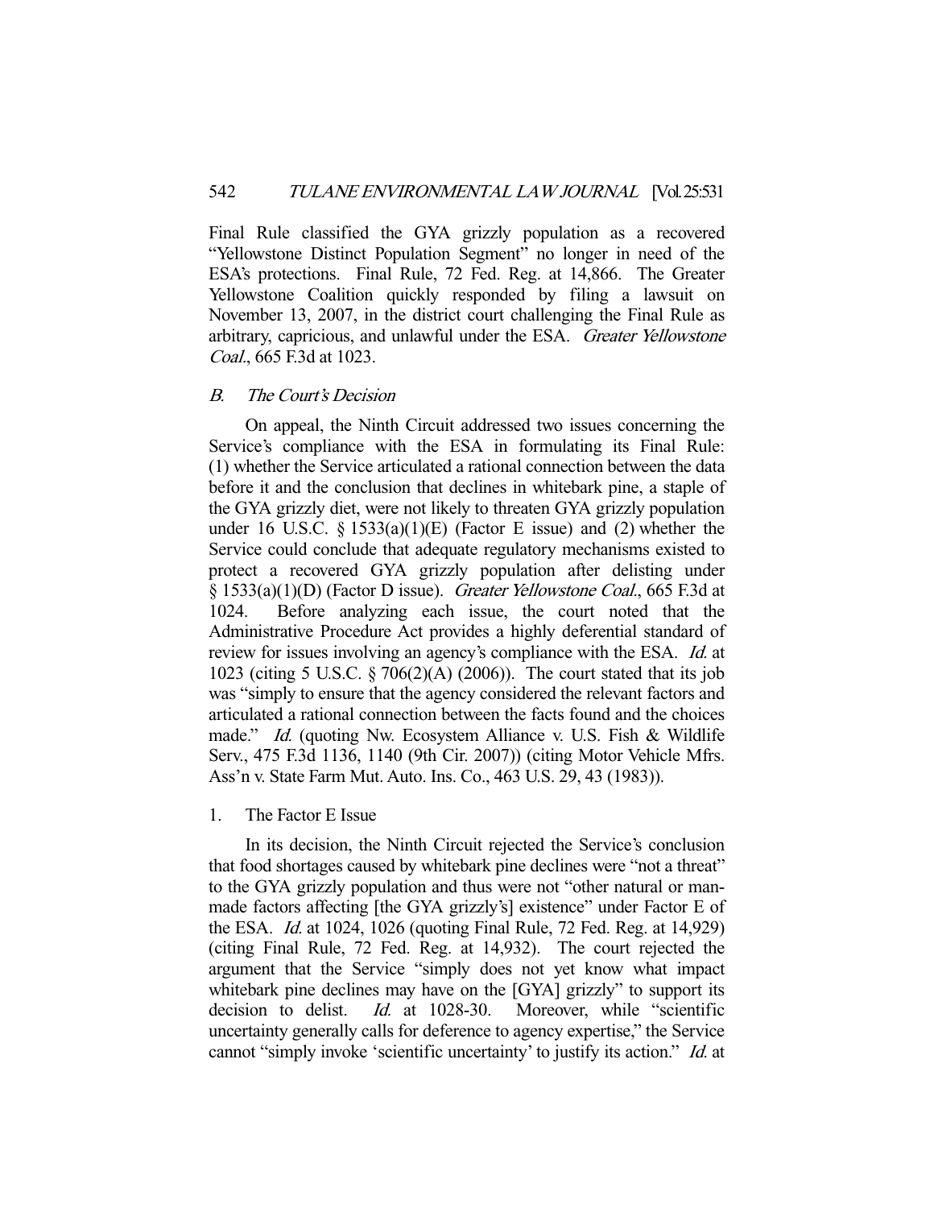Final Rule classified the GYA grizzly population as a recovered "Yellowstone Distinct Population Segment" no longer in need of the ESA's protections. Final Rule, 72 Fed. Reg. at 14,866. The Greater Yellowstone Coalition quickly responded by filing a lawsuit on November 13, 2007, in the district court challenging the Final Rule as arbitrary, capricious, and unlawful under the ESA. *Greater Yellowstone Coal.*, 665 F.3d at 1023.

## B. *The Court's Decision*

On appeal, the Ninth Circuit addressed two issues concerning the Service's compliance with the ESA in formulating its Final Rule: (1) whether the Service articulated a rational connection between the data before it and the conclusion that declines in whitebark pine, a staple of the GYA grizzly diet, were not likely to threaten GYA grizzly population under 16 U.S.C. § 1533(a)(1)(E) (Factor E issue) and (2) whether the Service could conclude that adequate regulatory mechanisms existed to protect a recovered GYA grizzly population after delisting under § 1533(a)(1)(D) (Factor D issue). *Greater Yellowstone Coal.*, 665 F.3d at 1024. Before analyzing each issue, the court noted that the Administrative Procedure Act provides a highly deferential standard of review for issues involving an agency's compliance with the ESA. *Id.* at 1023 (citing 5 U.S.C. § 706(2)(A) (2006)). The court stated that its job was "simply to ensure that the agency considered the relevant factors and articulated a rational connection between the facts found and the choices made." *Id.* (quoting Nw. Ecosystem Alliance v. U.S. Fish & Wildlife Serv., 475 F.3d 1136, 1140 (9th Cir. 2007)) (citing Motor Vehicle Mfrs. Ass'n v. State Farm Mut. Auto. Ins. Co., 463 U.S. 29, 43 (1983)).

### 1. The Factor E Issue

In its decision, the Ninth Circuit rejected the Service's conclusion that food shortages caused by whitebark pine declines were "not a threat" to the GYA grizzly population and thus were not "other natural or man-made factors affecting [the GYA grizzly's] existence" under Factor E of the ESA. *Id.* at 1024, 1026 (quoting Final Rule, 72 Fed. Reg. at 14,929) (citing Final Rule, 72 Fed. Reg. at 14,932). The court rejected the argument that the Service "simply does not yet know what impact whitebark pine declines may have on the [GYA] grizzly" to support its decision to delist. *Id.* at 1028-30. Moreover, while "scientific uncertainty generally calls for deference to agency expertise," the Service cannot "simply invoke 'scientific uncertainty' to justify its action." *Id.* at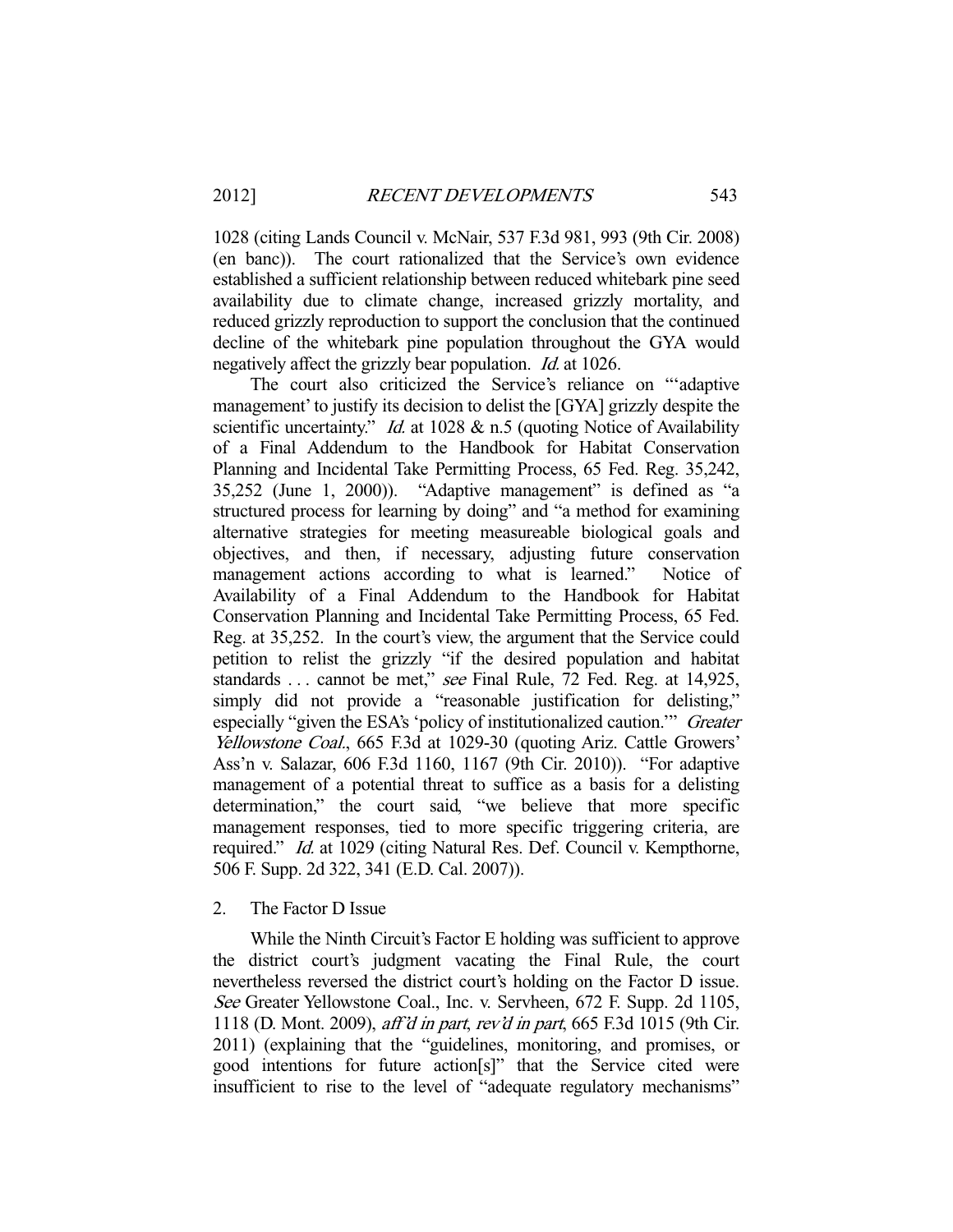1028 (citing Lands Council v. McNair, 537 F.3d 981, 993 (9th Cir. 2008) (en banc)). The court rationalized that the Service's own evidence established a sufficient relationship between reduced whitebark pine seed availability due to climate change, increased grizzly mortality, and reduced grizzly reproduction to support the conclusion that the continued decline of the whitebark pine population throughout the GYA would negatively affect the grizzly bear population. *Id.* at 1026.

The court also criticized the Service's reliance on "'adaptive management' to justify its decision to delist the [GYA] grizzly despite the scientific uncertainty." *Id.* at 1028 & n.5 (quoting Notice of Availability of a Final Addendum to the Handbook for Habitat Conservation Planning and Incidental Take Permitting Process, 65 Fed. Reg. 35,242, 35,252 (June 1, 2000)). "Adaptive management" is defined as "a structured process for learning by doing" and "a method for examining alternative strategies for meeting measureable biological goals and objectives, and then, if necessary, adjusting future conservation management actions according to what is learned." Notice of Availability of a Final Addendum to the Handbook for Habitat Conservation Planning and Incidental Take Permitting Process, 65 Fed. Reg. at 35,252. In the court's view, the argument that the Service could petition to relist the grizzly "if the desired population and habitat standards . . . cannot be met," *see* Final Rule, 72 Fed. Reg. at 14,925, simply did not provide a "reasonable justification for delisting," especially "given the ESA's 'policy of institutionalized caution.'" *Greater Yellowstone Coal.*, 665 F.3d at 1029-30 (quoting Ariz. Cattle Growers' Ass'n v. Salazar, 606 F.3d 1160, 1167 (9th Cir. 2010)). "For adaptive management of a potential threat to suffice as a basis for a delisting determination," the court said, "we believe that more specific management responses, tied to more specific triggering criteria, are required." *Id.* at 1029 (citing Natural Res. Def. Council v. Kempthorne, 506 F. Supp. 2d 322, 341 (E.D. Cal. 2007)).

2. The Factor D Issue

While the Ninth Circuit's Factor E holding was sufficient to approve the district court's judgment vacating the Final Rule, the court nevertheless reversed the district court's holding on the Factor D issue. *See* Greater Yellowstone Coal., Inc. v. Servheen, 672 F. Supp. 2d 1105, 1118 (D. Mont. 2009), *aff'd in part*, *rev'd in part*, 665 F.3d 1015 (9th Cir. 2011) (explaining that the "guidelines, monitoring, and promises, or good intentions for future action[s]" that the Service cited were insufficient to rise to the level of "adequate regulatory mechanisms"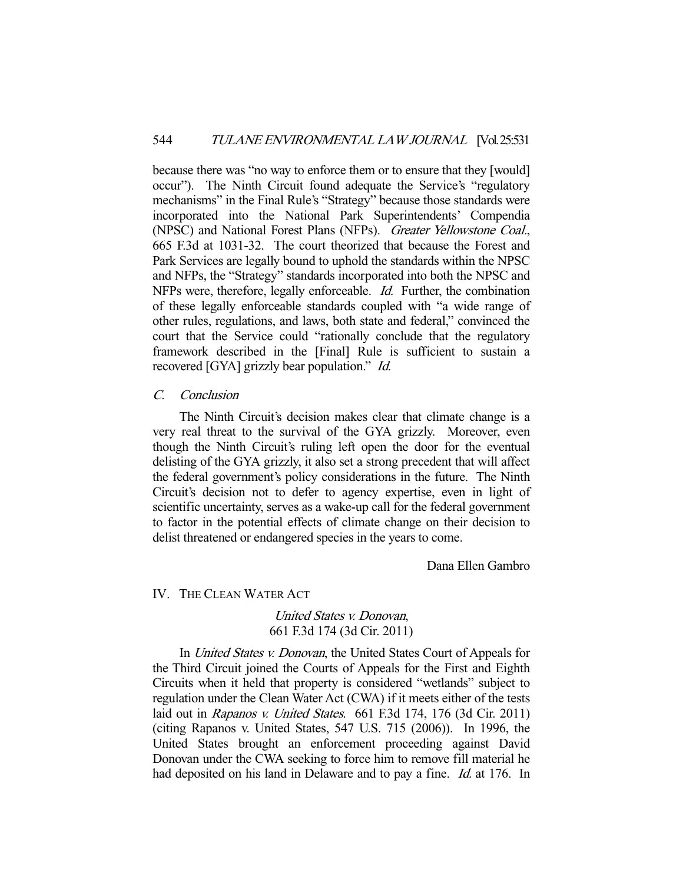because there was "no way to enforce them or to ensure that they [would] occur"). The Ninth Circuit found adequate the Service's "regulatory mechanisms" in the Final Rule's "Strategy" because those standards were incorporated into the National Park Superintendents' Compendia (NPSC) and National Forest Plans (NFPs). *Greater Yellowstone Coal.*, 665 F.3d at 1031-32. The court theorized that because the Forest and Park Services are legally bound to uphold the standards within the NPSC and NFPs, the "Strategy" standards incorporated into both the NPSC and NFPs were, therefore, legally enforceable. *Id.* Further, the combination of these legally enforceable standards coupled with "a wide range of other rules, regulations, and laws, both state and federal," convinced the court that the Service could "rationally conclude that the regulatory framework described in the [Final] Rule is sufficient to sustain a recovered [GYA] grizzly bear population." *Id.*

### *C. Conclusion*

The Ninth Circuit's decision makes clear that climate change is a very real threat to the survival of the GYA grizzly. Moreover, even though the Ninth Circuit's ruling left open the door for the eventual delisting of the GYA grizzly, it also set a strong precedent that will affect the federal government's policy considerations in the future. The Ninth Circuit's decision not to defer to agency expertise, even in light of scientific uncertainty, serves as a wake-up call for the federal government to factor in the potential effects of climate change on their decision to delist threatened or endangered species in the years to come.

Dana Ellen Gambro

## IV. THE CLEAN WATER ACT

*United States v. Donovan*,
661 F.3d 174 (3d Cir. 2011)

In *United States v. Donovan*, the United States Court of Appeals for the Third Circuit joined the Courts of Appeals for the First and Eighth Circuits when it held that property is considered "wetlands" subject to regulation under the Clean Water Act (CWA) if it meets either of the tests laid out in *Rapanos v. United States*. 661 F.3d 174, 176 (3d Cir. 2011) (citing Rapanos v. United States, 547 U.S. 715 (2006)). In 1996, the United States brought an enforcement proceeding against David Donovan under the CWA seeking to force him to remove fill material he had deposited on his land in Delaware and to pay a fine. *Id.* at 176. In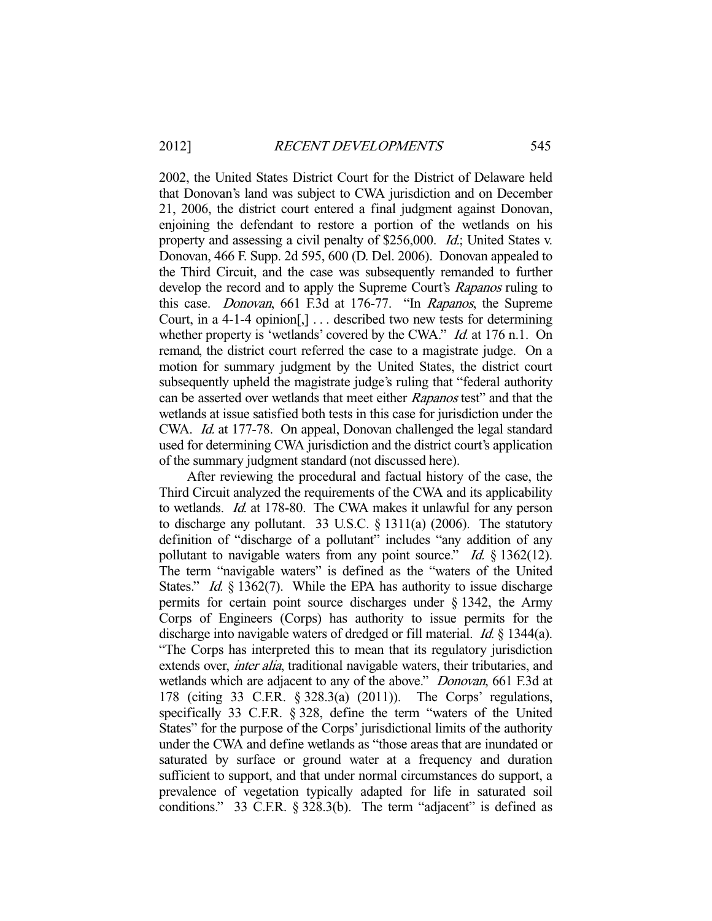2002, the United States District Court for the District of Delaware held that Donovan's land was subject to CWA jurisdiction and on December 21, 2006, the district court entered a final judgment against Donovan, enjoining the defendant to restore a portion of the wetlands on his property and assessing a civil penalty of $256,000. *Id.*; United States v. Donovan, 466 F. Supp. 2d 595, 600 (D. Del. 2006). Donovan appealed to the Third Circuit, and the case was subsequently remanded to further develop the record and to apply the Supreme Court's *Rapanos* ruling to this case. *Donovan*, 661 F.3d at 176-77. "In *Rapanos*, the Supreme Court, in a 4-1-4 opinion[,] . . . described two new tests for determining whether property is 'wetlands' covered by the CWA." *Id.* at 176 n.1. On remand, the district court referred the case to a magistrate judge. On a motion for summary judgment by the United States, the district court subsequently upheld the magistrate judge's ruling that "federal authority can be asserted over wetlands that meet either *Rapanos* test" and that the wetlands at issue satisfied both tests in this case for jurisdiction under the CWA. *Id.* at 177-78. On appeal, Donovan challenged the legal standard used for determining CWA jurisdiction and the district court's application of the summary judgment standard (not discussed here).

After reviewing the procedural and factual history of the case, the Third Circuit analyzed the requirements of the CWA and its applicability to wetlands. *Id.* at 178-80. The CWA makes it unlawful for any person to discharge any pollutant. 33 U.S.C. § 1311(a) (2006). The statutory definition of "discharge of a pollutant" includes "any addition of any pollutant to navigable waters from any point source." *Id.* § 1362(12). The term "navigable waters" is defined as the "waters of the United States." *Id.* § 1362(7). While the EPA has authority to issue discharge permits for certain point source discharges under § 1342, the Army Corps of Engineers (Corps) has authority to issue permits for the discharge into navigable waters of dredged or fill material. *Id.* § 1344(a). "The Corps has interpreted this to mean that its regulatory jurisdiction extends over, *inter alia*, traditional navigable waters, their tributaries, and wetlands which are adjacent to any of the above." *Donovan*, 661 F.3d at 178 (citing 33 C.F.R. § 328.3(a) (2011)). The Corps' regulations, specifically 33 C.F.R. § 328, define the term "waters of the United States" for the purpose of the Corps' jurisdictional limits of the authority under the CWA and define wetlands as "those areas that are inundated or saturated by surface or ground water at a frequency and duration sufficient to support, and that under normal circumstances do support, a prevalence of vegetation typically adapted for life in saturated soil conditions." 33 C.F.R. § 328.3(b). The term "adjacent" is defined as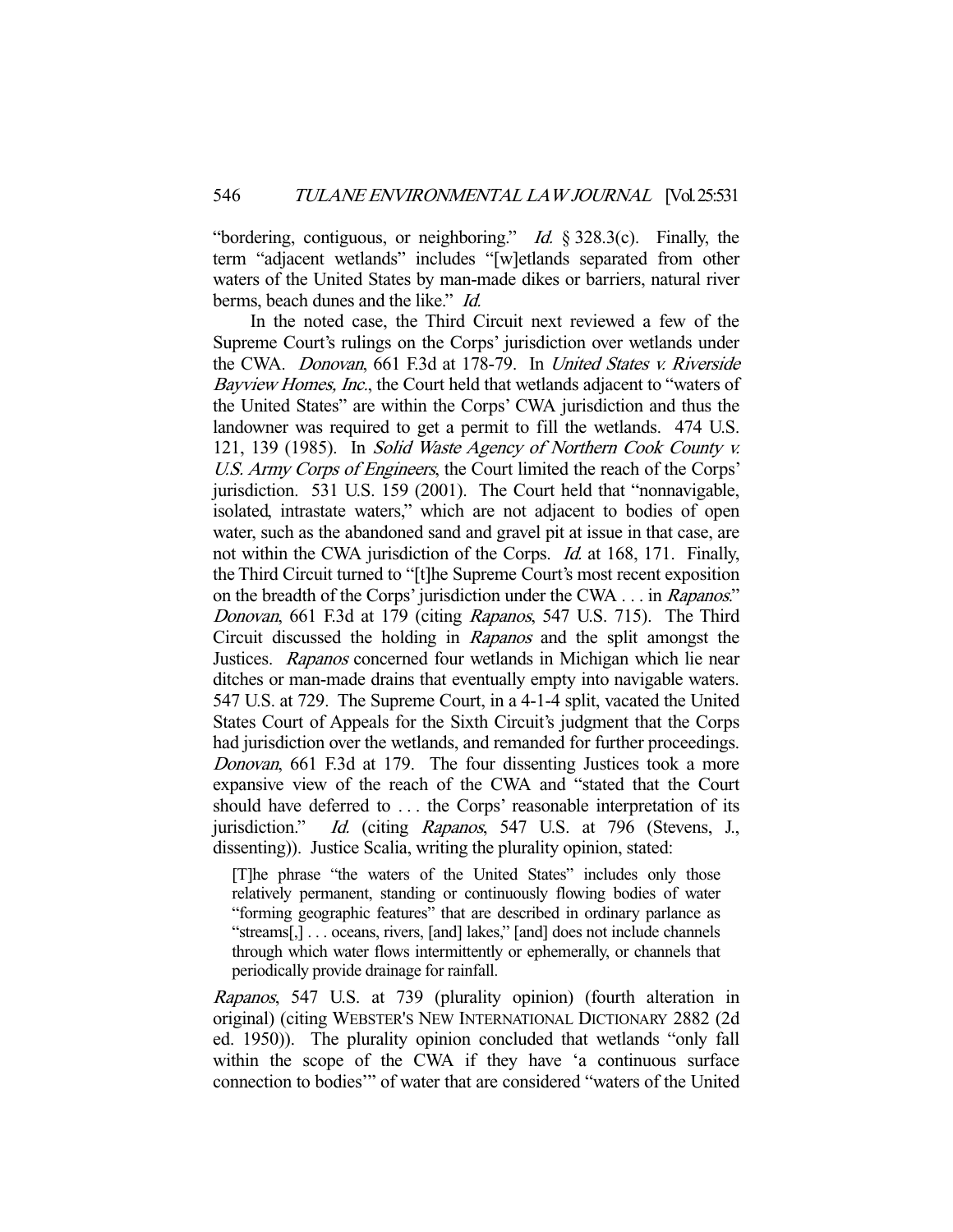"bordering, contiguous, or neighboring." *Id.* § 328.3(c). Finally, the term "adjacent wetlands" includes "[w]etlands separated from other waters of the United States by man-made dikes or barriers, natural river berms, beach dunes and the like." *Id.*

In the noted case, the Third Circuit next reviewed a few of the Supreme Court's rulings on the Corps' jurisdiction over wetlands under the CWA. *Donovan*, 661 F.3d at 178-79. In *United States v. Riverside Bayview Homes, Inc.*, the Court held that wetlands adjacent to "waters of the United States" are within the Corps' CWA jurisdiction and thus the landowner was required to get a permit to fill the wetlands. 474 U.S. 121, 139 (1985). In *Solid Waste Agency of Northern Cook County v. U.S. Army Corps of Engineers*, the Court limited the reach of the Corps' jurisdiction. 531 U.S. 159 (2001). The Court held that "nonnavigable, isolated, intrastate waters," which are not adjacent to bodies of open water, such as the abandoned sand and gravel pit at issue in that case, are not within the CWA jurisdiction of the Corps. *Id.* at 168, 171. Finally, the Third Circuit turned to "[t]he Supreme Court's most recent exposition on the breadth of the Corps' jurisdiction under the CWA . . . in *Rapanos*." *Donovan*, 661 F.3d at 179 (citing *Rapanos*, 547 U.S. 715). The Third Circuit discussed the holding in *Rapanos* and the split amongst the Justices. *Rapanos* concerned four wetlands in Michigan which lie near ditches or man-made drains that eventually empty into navigable waters. 547 U.S. at 729. The Supreme Court, in a 4-1-4 split, vacated the United States Court of Appeals for the Sixth Circuit's judgment that the Corps had jurisdiction over the wetlands, and remanded for further proceedings. *Donovan*, 661 F.3d at 179. The four dissenting Justices took a more expansive view of the reach of the CWA and "stated that the Court should have deferred to . . . the Corps' reasonable interpretation of its jurisdiction." *Id.* (citing *Rapanos*, 547 U.S. at 796 (Stevens, J., dissenting)). Justice Scalia, writing the plurality opinion, stated:

> [T]he phrase "the waters of the United States" includes only those relatively permanent, standing or continuously flowing bodies of water "forming geographic features" that are described in ordinary parlance as "streams[,] . . . oceans, rivers, [and] lakes," [and] does not include channels through which water flows intermittently or ephemerally, or channels that periodically provide drainage for rainfall.

*Rapanos*, 547 U.S. at 739 (plurality opinion) (fourth alteration in original) (citing WEBSTER'S NEW INTERNATIONAL DICTIONARY 2882 (2d ed. 1950)). The plurality opinion concluded that wetlands "only fall within the scope of the CWA if they have 'a continuous surface connection to bodies'" of water that are considered "waters of the United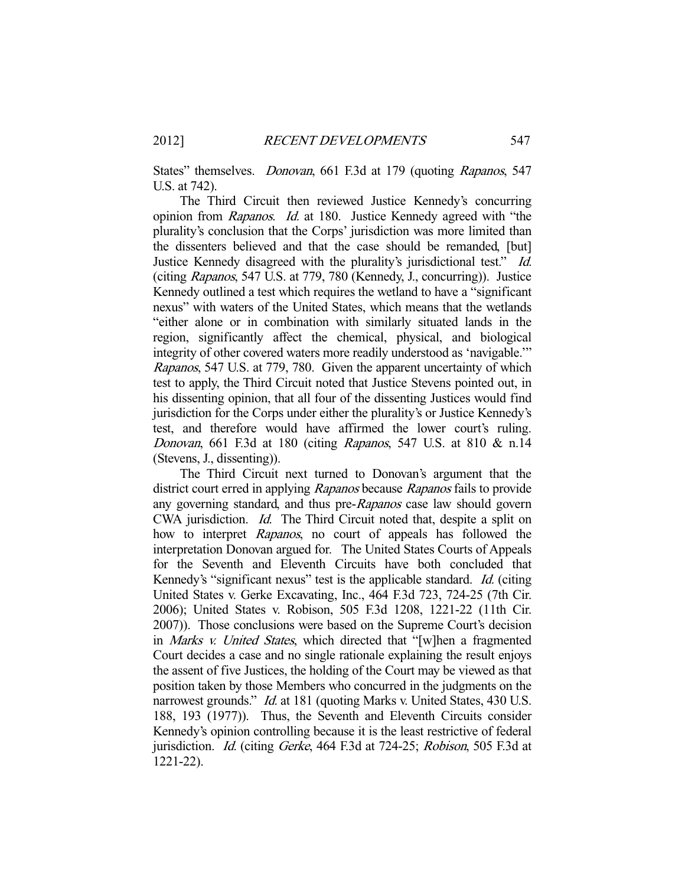States" themselves. *Donovan*, 661 F.3d at 179 (quoting *Rapanos*, 547 U.S. at 742).

The Third Circuit then reviewed Justice Kennedy's concurring opinion from *Rapanos*. *Id.* at 180. Justice Kennedy agreed with "the plurality's conclusion that the Corps' jurisdiction was more limited than the dissenters believed and that the case should be remanded, [but] Justice Kennedy disagreed with the plurality's jurisdictional test." *Id.* (citing *Rapanos*, 547 U.S. at 779, 780 (Kennedy, J., concurring)). Justice Kennedy outlined a test which requires the wetland to have a "significant nexus" with waters of the United States, which means that the wetlands "either alone or in combination with similarly situated lands in the region, significantly affect the chemical, physical, and biological integrity of other covered waters more readily understood as 'navigable.'" *Rapanos*, 547 U.S. at 779, 780. Given the apparent uncertainty of which test to apply, the Third Circuit noted that Justice Stevens pointed out, in his dissenting opinion, that all four of the dissenting Justices would find jurisdiction for the Corps under either the plurality's or Justice Kennedy's test, and therefore would have affirmed the lower court's ruling. *Donovan*, 661 F.3d at 180 (citing *Rapanos*, 547 U.S. at 810 & n.14 (Stevens, J., dissenting)).

The Third Circuit next turned to Donovan's argument that the district court erred in applying *Rapanos* because *Rapanos* fails to provide any governing standard, and thus pre-*Rapanos* case law should govern CWA jurisdiction. *Id.* The Third Circuit noted that, despite a split on how to interpret *Rapanos*, no court of appeals has followed the interpretation Donovan argued for. The United States Courts of Appeals for the Seventh and Eleventh Circuits have both concluded that Kennedy's "significant nexus" test is the applicable standard. *Id.* (citing United States v. Gerke Excavating, Inc., 464 F.3d 723, 724-25 (7th Cir. 2006); United States v. Robison, 505 F.3d 1208, 1221-22 (11th Cir. 2007)). Those conclusions were based on the Supreme Court's decision in *Marks v. United States*, which directed that "[w]hen a fragmented Court decides a case and no single rationale explaining the result enjoys the assent of five Justices, the holding of the Court may be viewed as that position taken by those Members who concurred in the judgments on the narrowest grounds." *Id.* at 181 (quoting Marks v. United States, 430 U.S. 188, 193 (1977)). Thus, the Seventh and Eleventh Circuits consider Kennedy's opinion controlling because it is the least restrictive of federal jurisdiction. *Id.* (citing *Gerke*, 464 F.3d at 724-25; *Robison*, 505 F.3d at 1221-22).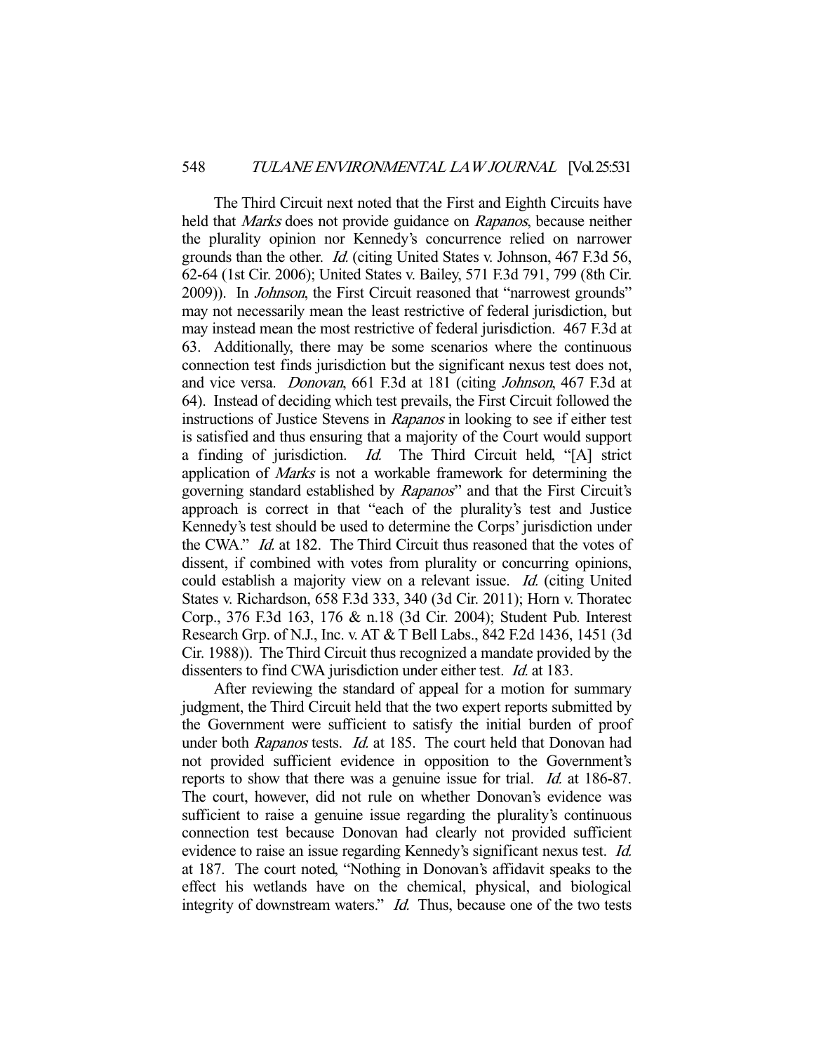The Third Circuit next noted that the First and Eighth Circuits have held that *Marks* does not provide guidance on *Rapanos*, because neither the plurality opinion nor Kennedy's concurrence relied on narrower grounds than the other. *Id.* (citing United States v. Johnson, 467 F.3d 56, 62-64 (1st Cir. 2006); United States v. Bailey, 571 F.3d 791, 799 (8th Cir. 2009)). In *Johnson*, the First Circuit reasoned that "narrowest grounds" may not necessarily mean the least restrictive of federal jurisdiction, but may instead mean the most restrictive of federal jurisdiction. 467 F.3d at 63. Additionally, there may be some scenarios where the continuous connection test finds jurisdiction but the significant nexus test does not, and vice versa. *Donovan*, 661 F.3d at 181 (citing *Johnson*, 467 F.3d at 64). Instead of deciding which test prevails, the First Circuit followed the instructions of Justice Stevens in *Rapanos* in looking to see if either test is satisfied and thus ensuring that a majority of the Court would support a finding of jurisdiction. *Id.* The Third Circuit held, "[A] strict application of *Marks* is not a workable framework for determining the governing standard established by *Rapanos*" and that the First Circuit's approach is correct in that "each of the plurality's test and Justice Kennedy's test should be used to determine the Corps' jurisdiction under the CWA." *Id.* at 182. The Third Circuit thus reasoned that the votes of dissent, if combined with votes from plurality or concurring opinions, could establish a majority view on a relevant issue. *Id.* (citing United States v. Richardson, 658 F.3d 333, 340 (3d Cir. 2011); Horn v. Thoratec Corp., 376 F.3d 163, 176 & n.18 (3d Cir. 2004); Student Pub. Interest Research Grp. of N.J., Inc. v. AT & T Bell Labs., 842 F.2d 1436, 1451 (3d Cir. 1988)). The Third Circuit thus recognized a mandate provided by the dissenters to find CWA jurisdiction under either test. *Id.* at 183.

After reviewing the standard of appeal for a motion for summary judgment, the Third Circuit held that the two expert reports submitted by the Government were sufficient to satisfy the initial burden of proof under both *Rapanos* tests. *Id.* at 185. The court held that Donovan had not provided sufficient evidence in opposition to the Government's reports to show that there was a genuine issue for trial. *Id.* at 186-87. The court, however, did not rule on whether Donovan's evidence was sufficient to raise a genuine issue regarding the plurality's continuous connection test because Donovan had clearly not provided sufficient evidence to raise an issue regarding Kennedy's significant nexus test. *Id.* at 187. The court noted, "Nothing in Donovan's affidavit speaks to the effect his wetlands have on the chemical, physical, and biological integrity of downstream waters." *Id.* Thus, because one of the two tests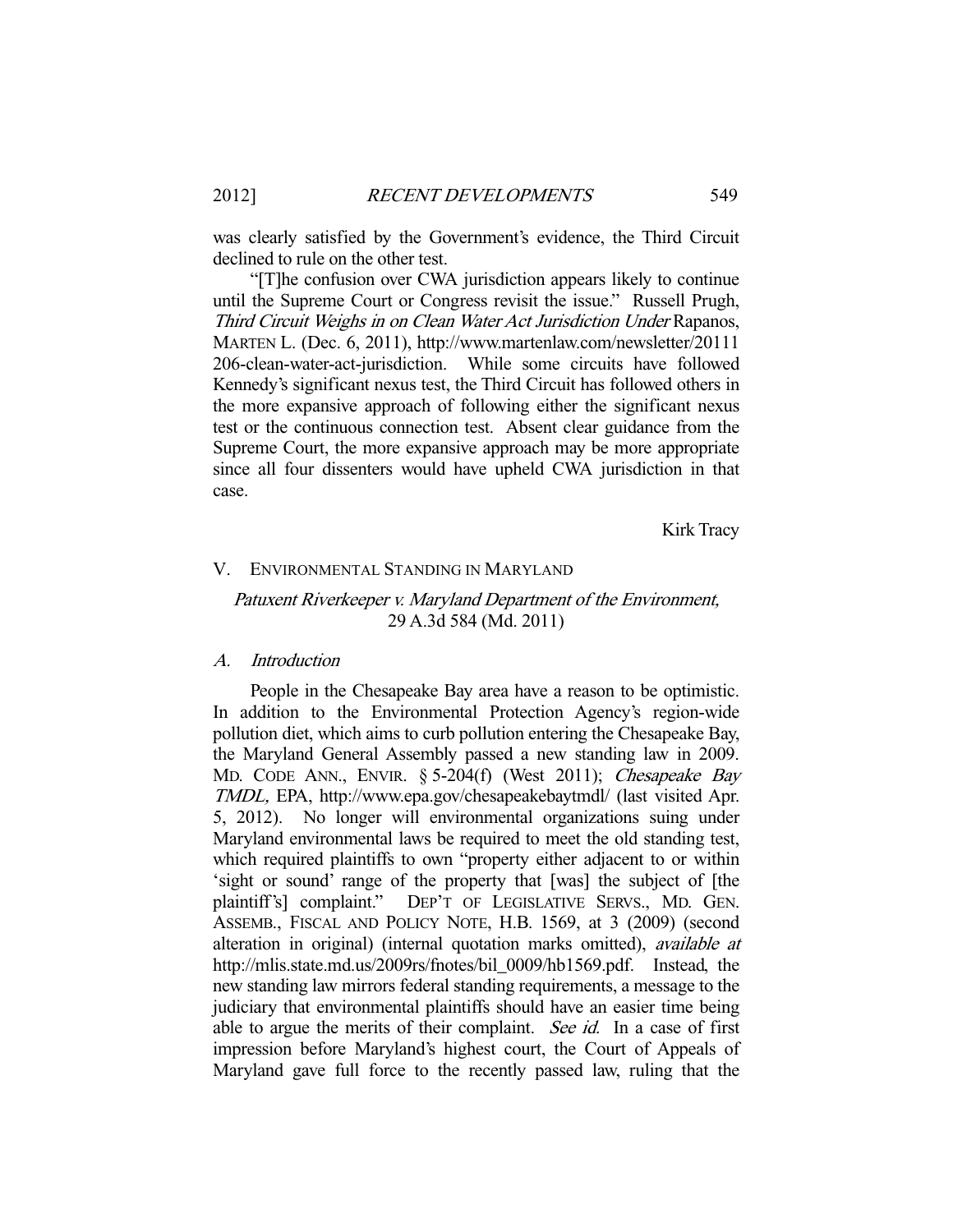was clearly satisfied by the Government's evidence, the Third Circuit declined to rule on the other test.

"[T]he confusion over CWA jurisdiction appears likely to continue until the Supreme Court or Congress revisit the issue." Russell Prugh, *Third Circuit Weighs in on Clean Water Act Jurisdiction Under* Rapanos, MARTEN L. (Dec. 6, 2011), http://www.martenlaw.com/newsletter/20111206-clean-water-act-jurisdiction. While some circuits have followed Kennedy's significant nexus test, the Third Circuit has followed others in the more expansive approach of following either the significant nexus test or the continuous connection test. Absent clear guidance from the Supreme Court, the more expansive approach may be more appropriate since all four dissenters would have upheld CWA jurisdiction in that case.

Kirk Tracy

## V. ENVIRONMENTAL STANDING IN MARYLAND

### *Patuxent Riverkeeper v. Maryland Department of the Environment*, 29 A.3d 584 (Md. 2011)

#### *A. Introduction*

People in the Chesapeake Bay area have a reason to be optimistic. In addition to the Environmental Protection Agency's region-wide pollution diet, which aims to curb pollution entering the Chesapeake Bay, the Maryland General Assembly passed a new standing law in 2009. MD. CODE ANN., ENVIR. § 5-204(f) (West 2011); *Chesapeake Bay TMDL*, EPA, http://www.epa.gov/chesapeakebaytmdl/ (last visited Apr. 5, 2012). No longer will environmental organizations suing under Maryland environmental laws be required to meet the old standing test, which required plaintiffs to own "property either adjacent to or within 'sight or sound' range of the property that [was] the subject of [the plaintiff's] complaint." DEP'T OF LEGISLATIVE SERVS., MD. GEN. ASSEMB., FISCAL AND POLICY NOTE, H.B. 1569, at 3 (2009) (second alteration in original) (internal quotation marks omitted), *available at* http://mlis.state.md.us/2009rs/fnotes/bil_0009/hb1569.pdf. Instead, the new standing law mirrors federal standing requirements, a message to the judiciary that environmental plaintiffs should have an easier time being able to argue the merits of their complaint. *See id.* In a case of first impression before Maryland's highest court, the Court of Appeals of Maryland gave full force to the recently passed law, ruling that the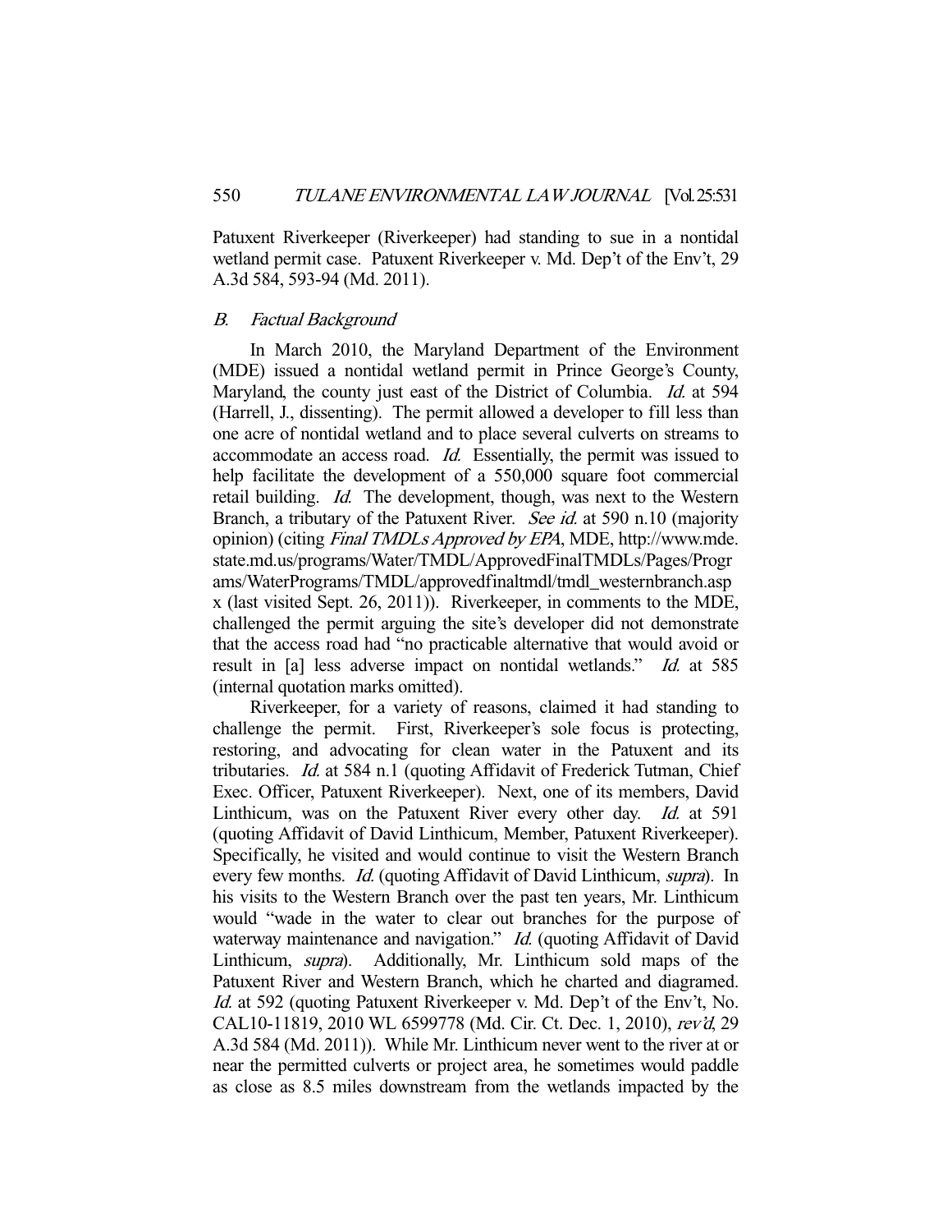Patuxent Riverkeeper (Riverkeeper) had standing to sue in a nontidal wetland permit case. Patuxent Riverkeeper v. Md. Dep't of the Env't, 29 A.3d 584, 593-94 (Md. 2011).

### *B. Factual Background*

In March 2010, the Maryland Department of the Environment (MDE) issued a nontidal wetland permit in Prince George's County, Maryland, the county just east of the District of Columbia. *Id.* at 594 (Harrell, J., dissenting). The permit allowed a developer to fill less than one acre of nontidal wetland and to place several culverts on streams to accommodate an access road. *Id.* Essentially, the permit was issued to help facilitate the development of a 550,000 square foot commercial retail building. *Id.* The development, though, was next to the Western Branch, a tributary of the Patuxent River. *See id.* at 590 n.10 (majority opinion) (citing *Final TMDLs Approved by EPA*, MDE, http://www.mde.state.md.us/programs/Water/TMDL/ApprovedFinalTMDLs/Pages/Programs/WaterPrograms/TMDL/approvedfinaltmdl/tmdl_westernbranch.aspx (last visited Sept. 26, 2011)). Riverkeeper, in comments to the MDE, challenged the permit arguing the site's developer did not demonstrate that the access road had "no practicable alternative that would avoid or result in [a] less adverse impact on nontidal wetlands." *Id.* at 585 (internal quotation marks omitted).

Riverkeeper, for a variety of reasons, claimed it had standing to challenge the permit. First, Riverkeeper's sole focus is protecting, restoring, and advocating for clean water in the Patuxent and its tributaries. *Id.* at 584 n.1 (quoting Affidavit of Frederick Tutman, Chief Exec. Officer, Patuxent Riverkeeper). Next, one of its members, David Linthicum, was on the Patuxent River every other day. *Id.* at 591 (quoting Affidavit of David Linthicum, Member, Patuxent Riverkeeper). Specifically, he visited and would continue to visit the Western Branch every few months. *Id.* (quoting Affidavit of David Linthicum, *supra*). In his visits to the Western Branch over the past ten years, Mr. Linthicum would "wade in the water to clear out branches for the purpose of waterway maintenance and navigation." *Id.* (quoting Affidavit of David Linthicum, *supra*). Additionally, Mr. Linthicum sold maps of the Patuxent River and Western Branch, which he charted and diagramed. *Id.* at 592 (quoting Patuxent Riverkeeper v. Md. Dep't of the Env't, No. CAL10-11819, 2010 WL 6599778 (Md. Cir. Ct. Dec. 1, 2010), *rev'd*, 29 A.3d 584 (Md. 2011)). While Mr. Linthicum never went to the river at or near the permitted culverts or project area, he sometimes would paddle as close as 8.5 miles downstream from the wetlands impacted by the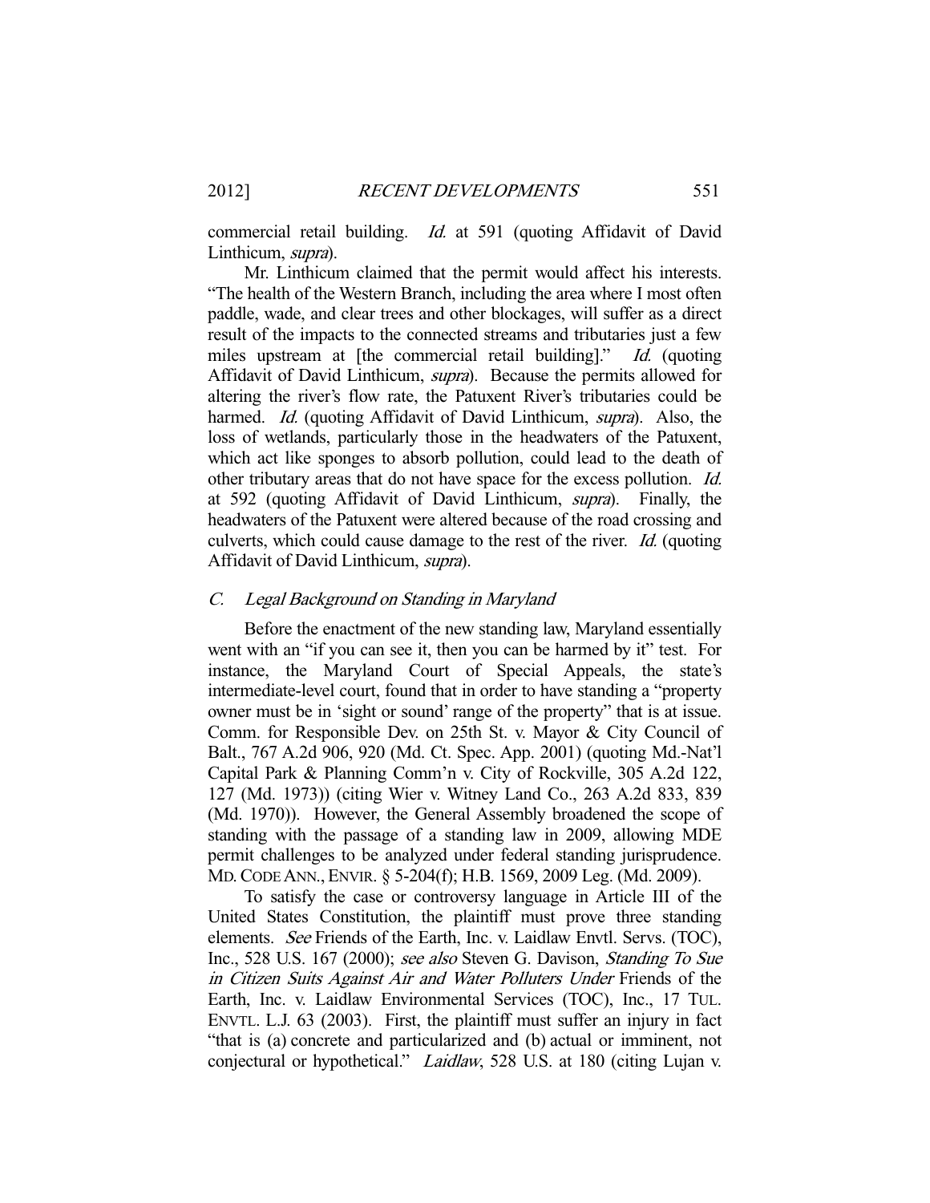commercial retail building. *Id.* at 591 (quoting Affidavit of David Linthicum, *supra*).

Mr. Linthicum claimed that the permit would affect his interests. "The health of the Western Branch, including the area where I most often paddle, wade, and clear trees and other blockages, will suffer as a direct result of the impacts to the connected streams and tributaries just a few miles upstream at [the commercial retail building]." *Id.* (quoting Affidavit of David Linthicum, *supra*). Because the permits allowed for altering the river's flow rate, the Patuxent River's tributaries could be harmed. *Id.* (quoting Affidavit of David Linthicum, *supra*). Also, the loss of wetlands, particularly those in the headwaters of the Patuxent, which act like sponges to absorb pollution, could lead to the death of other tributary areas that do not have space for the excess pollution. *Id.* at 592 (quoting Affidavit of David Linthicum, *supra*). Finally, the headwaters of the Patuxent were altered because of the road crossing and culverts, which could cause damage to the rest of the river. *Id.* (quoting Affidavit of David Linthicum, *supra*).

### *C. Legal Background on Standing in Maryland*

Before the enactment of the new standing law, Maryland essentially went with an "if you can see it, then you can be harmed by it" test. For instance, the Maryland Court of Special Appeals, the state's intermediate-level court, found that in order to have standing a "property owner must be in 'sight or sound' range of the property" that is at issue. Comm. for Responsible Dev. on 25th St. v. Mayor & City Council of Balt., 767 A.2d 906, 920 (Md. Ct. Spec. App. 2001) (quoting Md.-Nat'l Capital Park & Planning Comm'n v. City of Rockville, 305 A.2d 122, 127 (Md. 1973)) (citing Wier v. Witney Land Co., 263 A.2d 833, 839 (Md. 1970)). However, the General Assembly broadened the scope of standing with the passage of a standing law in 2009, allowing MDE permit challenges to be analyzed under federal standing jurisprudence. MD. CODE ANN., ENVIR. § 5-204(f); H.B. 1569, 2009 Leg. (Md. 2009).

To satisfy the case or controversy language in Article III of the United States Constitution, the plaintiff must prove three standing elements. *See* Friends of the Earth, Inc. v. Laidlaw Envtl. Servs. (TOC), Inc., 528 U.S. 167 (2000); *see also* Steven G. Davison, *Standing To Sue in Citizen Suits Against Air and Water Polluters Under* Friends of the Earth, Inc. v. Laidlaw Environmental Services (TOC), Inc., 17 TUL. ENVTL. L.J. 63 (2003). First, the plaintiff must suffer an injury in fact "that is (a) concrete and particularized and (b) actual or imminent, not conjectural or hypothetical." *Laidlaw*, 528 U.S. at 180 (citing Lujan v.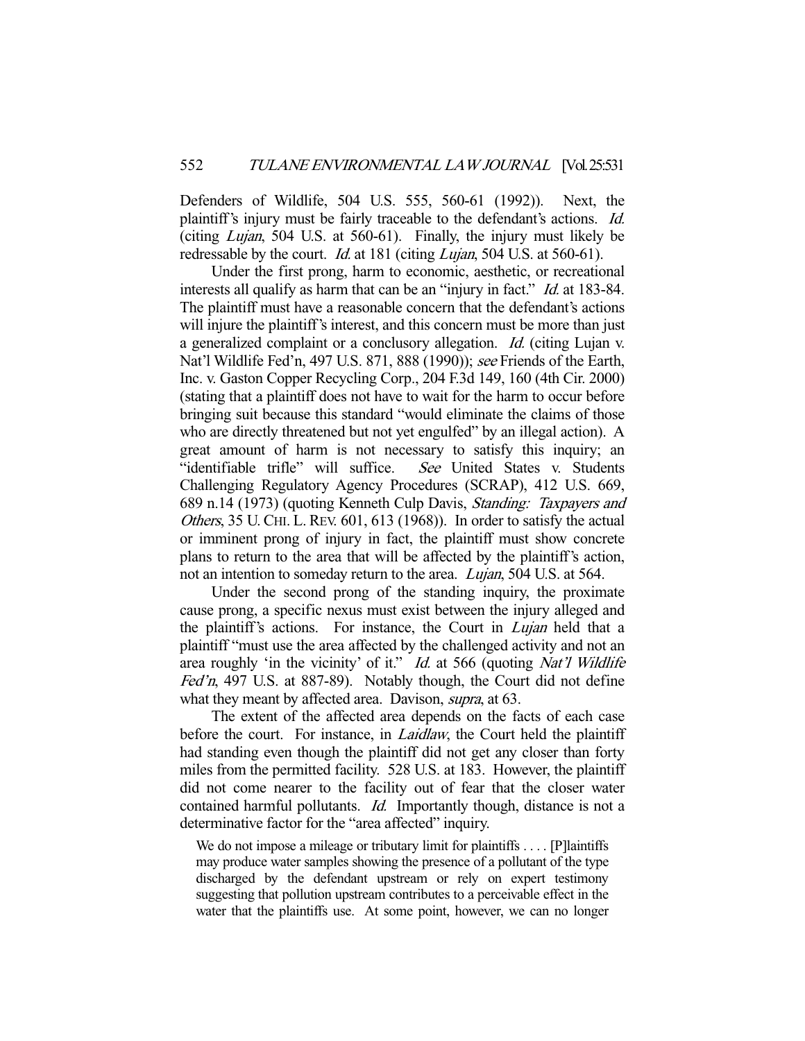Defenders of Wildlife, 504 U.S. 555, 560-61 (1992)). Next, the plaintiff's injury must be fairly traceable to the defendant's actions. *Id.* (citing *Lujan*, 504 U.S. at 560-61). Finally, the injury must likely be redressable by the court. *Id.* at 181 (citing *Lujan*, 504 U.S. at 560-61).

Under the first prong, harm to economic, aesthetic, or recreational interests all qualify as harm that can be an "injury in fact." *Id.* at 183-84. The plaintiff must have a reasonable concern that the defendant's actions will injure the plaintiff's interest, and this concern must be more than just a generalized complaint or a conclusory allegation. *Id.* (citing Lujan v. Nat'l Wildlife Fed'n, 497 U.S. 871, 888 (1990)); *see* Friends of the Earth, Inc. v. Gaston Copper Recycling Corp., 204 F.3d 149, 160 (4th Cir. 2000) (stating that a plaintiff does not have to wait for the harm to occur before bringing suit because this standard "would eliminate the claims of those who are directly threatened but not yet engulfed" by an illegal action). A great amount of harm is not necessary to satisfy this inquiry; an "identifiable trifle" will suffice. *See* United States v. Students Challenging Regulatory Agency Procedures (SCRAP), 412 U.S. 669, 689 n.14 (1973) (quoting Kenneth Culp Davis, *Standing: Taxpayers and Others*, 35 U. CHI. L. REV. 601, 613 (1968)). In order to satisfy the actual or imminent prong of injury in fact, the plaintiff must show concrete plans to return to the area that will be affected by the plaintiff's action, not an intention to someday return to the area. *Lujan*, 504 U.S. at 564.

Under the second prong of the standing inquiry, the proximate cause prong, a specific nexus must exist between the injury alleged and the plaintiff's actions. For instance, the Court in *Lujan* held that a plaintiff "must use the area affected by the challenged activity and not an area roughly 'in the vicinity' of it." *Id.* at 566 (quoting *Nat'l Wildlife Fed'n*, 497 U.S. at 887-89). Notably though, the Court did not define what they meant by affected area. Davison, *supra*, at 63.

The extent of the affected area depends on the facts of each case before the court. For instance, in *Laidlaw*, the Court held the plaintiff had standing even though the plaintiff did not get any closer than forty miles from the permitted facility. 528 U.S. at 183. However, the plaintiff did not come nearer to the facility out of fear that the closer water contained harmful pollutants. *Id.* Importantly though, distance is not a determinative factor for the "area affected" inquiry.

> We do not impose a mileage or tributary limit for plaintiffs . . . . [P]laintiffs may produce water samples showing the presence of a pollutant of the type discharged by the defendant upstream or rely on expert testimony suggesting that pollution upstream contributes to a perceivable effect in the water that the plaintiffs use. At some point, however, we can no longer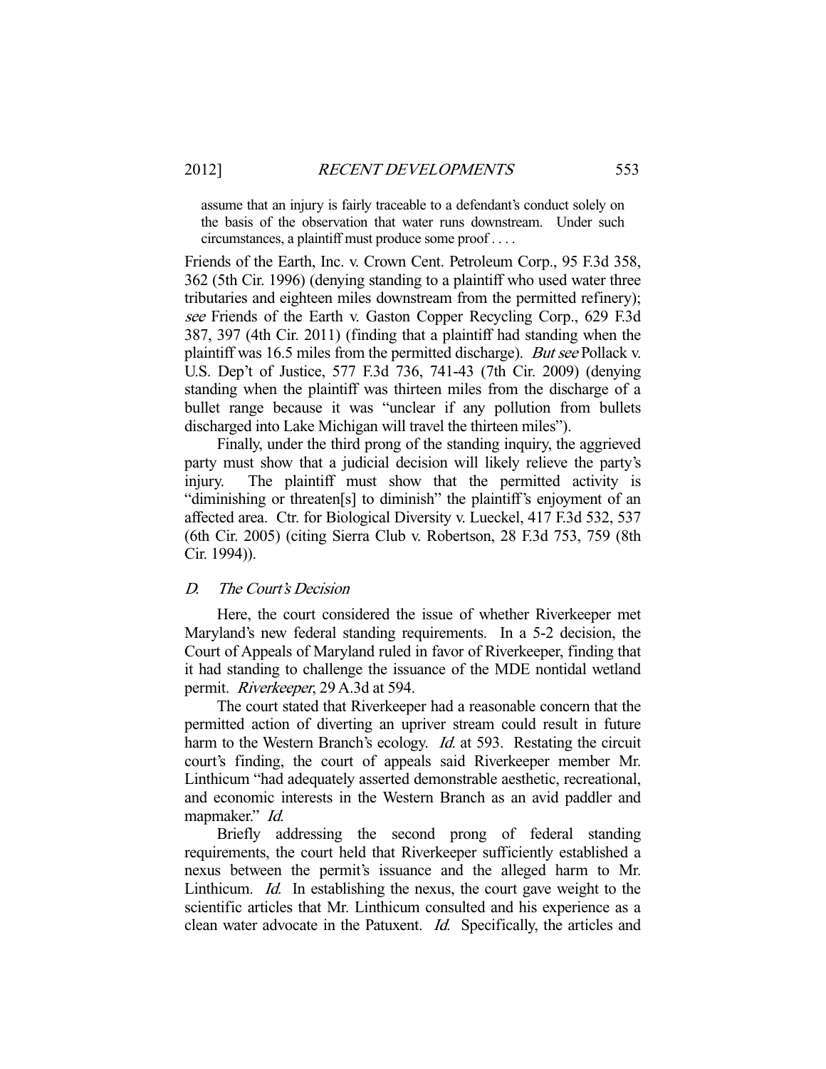> assume that an injury is fairly traceable to a defendant's conduct solely on the basis of the observation that water runs downstream. Under such circumstances, a plaintiff must produce some proof . . . .

Friends of the Earth, Inc. v. Crown Cent. Petroleum Corp., 95 F.3d 358, 362 (5th Cir. 1996) (denying standing to a plaintiff who used water three tributaries and eighteen miles downstream from the permitted refinery); *see* Friends of the Earth v. Gaston Copper Recycling Corp., 629 F.3d 387, 397 (4th Cir. 2011) (finding that a plaintiff had standing when the plaintiff was 16.5 miles from the permitted discharge). *But see* Pollack v. U.S. Dep't of Justice, 577 F.3d 736, 741-43 (7th Cir. 2009) (denying standing when the plaintiff was thirteen miles from the discharge of a bullet range because it was "unclear if any pollution from bullets discharged into Lake Michigan will travel the thirteen miles").

Finally, under the third prong of the standing inquiry, the aggrieved party must show that a judicial decision will likely relieve the party's injury. The plaintiff must show that the permitted activity is "diminishing or threaten[s] to diminish" the plaintiff's enjoyment of an affected area. Ctr. for Biological Diversity v. Lueckel, 417 F.3d 532, 537 (6th Cir. 2005) (citing Sierra Club v. Robertson, 28 F.3d 753, 759 (8th Cir. 1994)).

## D. *The Court's Decision*

Here, the court considered the issue of whether Riverkeeper met Maryland's new federal standing requirements. In a 5-2 decision, the Court of Appeals of Maryland ruled in favor of Riverkeeper, finding that it had standing to challenge the issuance of the MDE nontidal wetland permit. *Riverkeeper*, 29 A.3d at 594.

The court stated that Riverkeeper had a reasonable concern that the permitted action of diverting an upriver stream could result in future harm to the Western Branch's ecology. *Id.* at 593. Restating the circuit court's finding, the court of appeals said Riverkeeper member Mr. Linthicum "had adequately asserted demonstrable aesthetic, recreational, and economic interests in the Western Branch as an avid paddler and mapmaker." *Id.*

Briefly addressing the second prong of federal standing requirements, the court held that Riverkeeper sufficiently established a nexus between the permit's issuance and the alleged harm to Mr. Linthicum. *Id.* In establishing the nexus, the court gave weight to the scientific articles that Mr. Linthicum consulted and his experience as a clean water advocate in the Patuxent. *Id.* Specifically, the articles and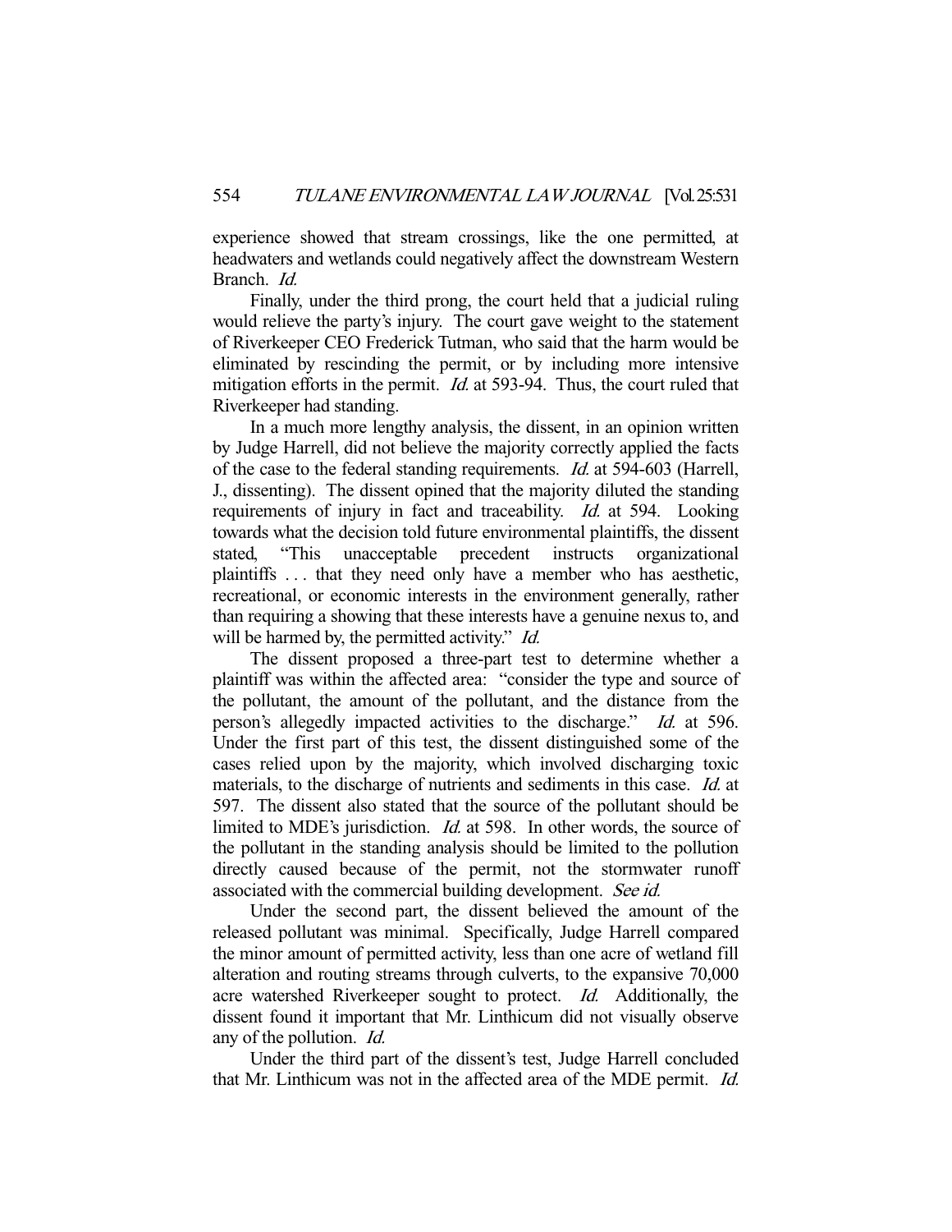experience showed that stream crossings, like the one permitted, at headwaters and wetlands could negatively affect the downstream Western Branch. *Id.*

Finally, under the third prong, the court held that a judicial ruling would relieve the party's injury. The court gave weight to the statement of Riverkeeper CEO Frederick Tutman, who said that the harm would be eliminated by rescinding the permit, or by including more intensive mitigation efforts in the permit. *Id.* at 593-94. Thus, the court ruled that Riverkeeper had standing.

In a much more lengthy analysis, the dissent, in an opinion written by Judge Harrell, did not believe the majority correctly applied the facts of the case to the federal standing requirements. *Id.* at 594-603 (Harrell, J., dissenting). The dissent opined that the majority diluted the standing requirements of injury in fact and traceability. *Id.* at 594. Looking towards what the decision told future environmental plaintiffs, the dissent stated, "This unacceptable precedent instructs organizational plaintiffs . . . that they need only have a member who has aesthetic, recreational, or economic interests in the environment generally, rather than requiring a showing that these interests have a genuine nexus to, and will be harmed by, the permitted activity." *Id.*

The dissent proposed a three-part test to determine whether a plaintiff was within the affected area: "consider the type and source of the pollutant, the amount of the pollutant, and the distance from the person's allegedly impacted activities to the discharge." *Id.* at 596. Under the first part of this test, the dissent distinguished some of the cases relied upon by the majority, which involved discharging toxic materials, to the discharge of nutrients and sediments in this case. *Id.* at 597. The dissent also stated that the source of the pollutant should be limited to MDE's jurisdiction. *Id.* at 598. In other words, the source of the pollutant in the standing analysis should be limited to the pollution directly caused because of the permit, not the stormwater runoff associated with the commercial building development. *See id.*

Under the second part, the dissent believed the amount of the released pollutant was minimal. Specifically, Judge Harrell compared the minor amount of permitted activity, less than one acre of wetland fill alteration and routing streams through culverts, to the expansive 70,000 acre watershed Riverkeeper sought to protect. *Id.* Additionally, the dissent found it important that Mr. Linthicum did not visually observe any of the pollution. *Id.*

Under the third part of the dissent's test, Judge Harrell concluded that Mr. Linthicum was not in the affected area of the MDE permit. *Id.*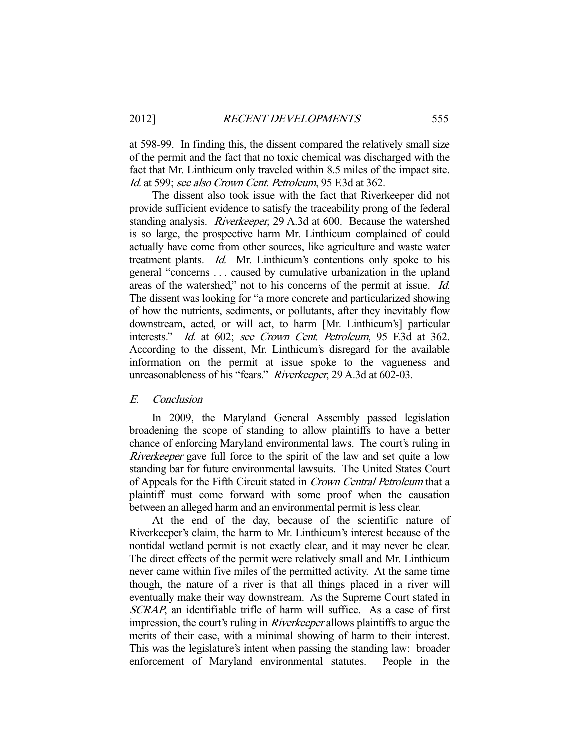at 598-99. In finding this, the dissent compared the relatively small size of the permit and the fact that no toxic chemical was discharged with the fact that Mr. Linthicum only traveled within 8.5 miles of the impact site. *Id.* at 599; *see also Crown Cent. Petroleum*, 95 F.3d at 362.

The dissent also took issue with the fact that Riverkeeper did not provide sufficient evidence to satisfy the traceability prong of the federal standing analysis. *Riverkeeper*, 29 A.3d at 600. Because the watershed is so large, the prospective harm Mr. Linthicum complained of could actually have come from other sources, like agriculture and waste water treatment plants. *Id.* Mr. Linthicum's contentions only spoke to his general "concerns . . . caused by cumulative urbanization in the upland areas of the watershed," not to his concerns of the permit at issue. *Id.* The dissent was looking for "a more concrete and particularized showing of how the nutrients, sediments, or pollutants, after they inevitably flow downstream, acted, or will act, to harm [Mr. Linthicum's] particular interests." *Id.* at 602; *see Crown Cent. Petroleum*, 95 F.3d at 362. According to the dissent, Mr. Linthicum's disregard for the available information on the permit at issue spoke to the vagueness and unreasonableness of his "fears." *Riverkeeper*, 29 A.3d at 602-03.

### *E. Conclusion*

In 2009, the Maryland General Assembly passed legislation broadening the scope of standing to allow plaintiffs to have a better chance of enforcing Maryland environmental laws. The court's ruling in *Riverkeeper* gave full force to the spirit of the law and set quite a low standing bar for future environmental lawsuits. The United States Court of Appeals for the Fifth Circuit stated in *Crown Central Petroleum* that a plaintiff must come forward with some proof when the causation between an alleged harm and an environmental permit is less clear.

At the end of the day, because of the scientific nature of Riverkeeper's claim, the harm to Mr. Linthicum's interest because of the nontidal wetland permit is not exactly clear, and it may never be clear. The direct effects of the permit were relatively small and Mr. Linthicum never came within five miles of the permitted activity. At the same time though, the nature of a river is that all things placed in a river will eventually make their way downstream. As the Supreme Court stated in *SCRAP*, an identifiable trifle of harm will suffice. As a case of first impression, the court's ruling in *Riverkeeper* allows plaintiffs to argue the merits of their case, with a minimal showing of harm to their interest. This was the legislature's intent when passing the standing law: broader enforcement of Maryland environmental statutes. People in the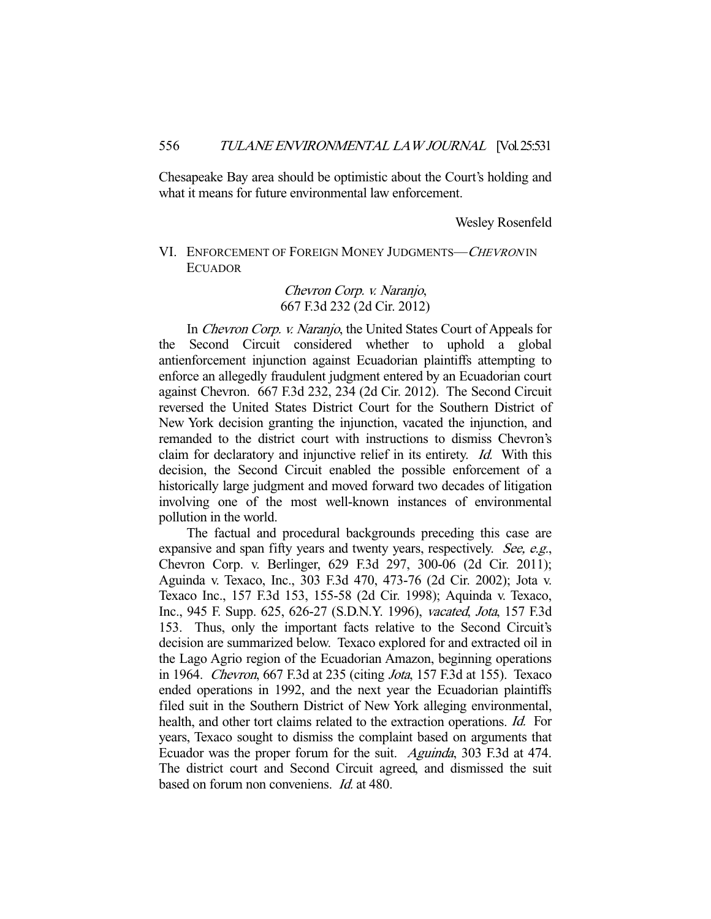Chesapeake Bay area should be optimistic about the Court's holding and what it means for future environmental law enforcement.

Wesley Rosenfeld

## VI. ENFORCEMENT OF FOREIGN MONEY JUDGMENTS—*CHEVRON* IN ECUADOR

*Chevron Corp. v. Naranjo*,
667 F.3d 232 (2d Cir. 2012)

In *Chevron Corp. v. Naranjo*, the United States Court of Appeals for the Second Circuit considered whether to uphold a global antienforcement injunction against Ecuadorian plaintiffs attempting to enforce an allegedly fraudulent judgment entered by an Ecuadorian court against Chevron. 667 F.3d 232, 234 (2d Cir. 2012). The Second Circuit reversed the United States District Court for the Southern District of New York decision granting the injunction, vacated the injunction, and remanded to the district court with instructions to dismiss Chevron's claim for declaratory and injunctive relief in its entirety. *Id.* With this decision, the Second Circuit enabled the possible enforcement of a historically large judgment and moved forward two decades of litigation involving one of the most well-known instances of environmental pollution in the world.

The factual and procedural backgrounds preceding this case are expansive and span fifty years and twenty years, respectively. *See, e.g.*, Chevron Corp. v. Berlinger, 629 F.3d 297, 300-06 (2d Cir. 2011); Aguinda v. Texaco, Inc., 303 F.3d 470, 473-76 (2d Cir. 2002); Jota v. Texaco Inc., 157 F.3d 153, 155-58 (2d Cir. 1998); Aquinda v. Texaco, Inc., 945 F. Supp. 625, 626-27 (S.D.N.Y. 1996), *vacated*, *Jota*, 157 F.3d 153. Thus, only the important facts relative to the Second Circuit's decision are summarized below. Texaco explored for and extracted oil in the Lago Agrio region of the Ecuadorian Amazon, beginning operations in 1964. *Chevron*, 667 F.3d at 235 (citing *Jota*, 157 F.3d at 155). Texaco ended operations in 1992, and the next year the Ecuadorian plaintiffs filed suit in the Southern District of New York alleging environmental, health, and other tort claims related to the extraction operations. *Id.* For years, Texaco sought to dismiss the complaint based on arguments that Ecuador was the proper forum for the suit. *Aguinda*, 303 F.3d at 474. The district court and Second Circuit agreed, and dismissed the suit based on forum non conveniens. *Id.* at 480.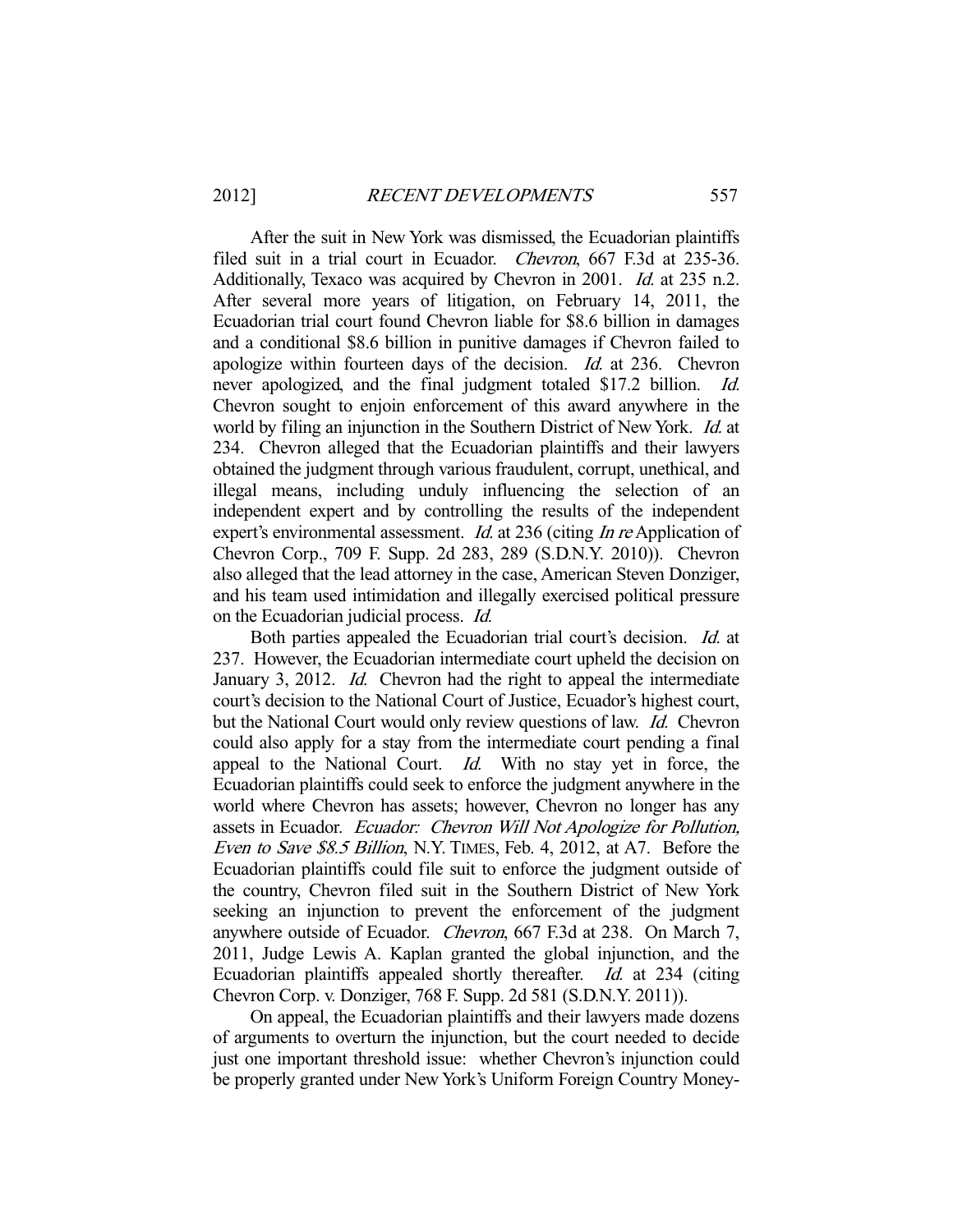After the suit in New York was dismissed, the Ecuadorian plaintiffs filed suit in a trial court in Ecuador. *Chevron*, 667 F.3d at 235-36. Additionally, Texaco was acquired by Chevron in 2001. *Id.* at 235 n.2. After several more years of litigation, on February 14, 2011, the Ecuadorian trial court found Chevron liable for \$8.6 billion in damages and a conditional \$8.6 billion in punitive damages if Chevron failed to apologize within fourteen days of the decision. *Id.* at 236. Chevron never apologized, and the final judgment totaled \$17.2 billion. *Id.* Chevron sought to enjoin enforcement of this award anywhere in the world by filing an injunction in the Southern District of New York. *Id.* at 234. Chevron alleged that the Ecuadorian plaintiffs and their lawyers obtained the judgment through various fraudulent, corrupt, unethical, and illegal means, including unduly influencing the selection of an independent expert and by controlling the results of the independent expert's environmental assessment. *Id.* at 236 (citing *In re* Application of Chevron Corp., 709 F. Supp. 2d 283, 289 (S.D.N.Y. 2010)). Chevron also alleged that the lead attorney in the case, American Steven Donziger, and his team used intimidation and illegally exercised political pressure on the Ecuadorian judicial process. *Id.*

Both parties appealed the Ecuadorian trial court's decision. *Id.* at 237. However, the Ecuadorian intermediate court upheld the decision on January 3, 2012. *Id.* Chevron had the right to appeal the intermediate court's decision to the National Court of Justice, Ecuador's highest court, but the National Court would only review questions of law. *Id.* Chevron could also apply for a stay from the intermediate court pending a final appeal to the National Court. *Id.* With no stay yet in force, the Ecuadorian plaintiffs could seek to enforce the judgment anywhere in the world where Chevron has assets; however, Chevron no longer has any assets in Ecuador. *Ecuador: Chevron Will Not Apologize for Pollution, Even to Save \$8.5 Billion*, N.Y. TIMES, Feb. 4, 2012, at A7. Before the Ecuadorian plaintiffs could file suit to enforce the judgment outside of the country, Chevron filed suit in the Southern District of New York seeking an injunction to prevent the enforcement of the judgment anywhere outside of Ecuador. *Chevron*, 667 F.3d at 238. On March 7, 2011, Judge Lewis A. Kaplan granted the global injunction, and the Ecuadorian plaintiffs appealed shortly thereafter. *Id.* at 234 (citing Chevron Corp. v. Donziger, 768 F. Supp. 2d 581 (S.D.N.Y. 2011)).

On appeal, the Ecuadorian plaintiffs and their lawyers made dozens of arguments to overturn the injunction, but the court needed to decide just one important threshold issue: whether Chevron's injunction could be properly granted under New York's Uniform Foreign Country Money-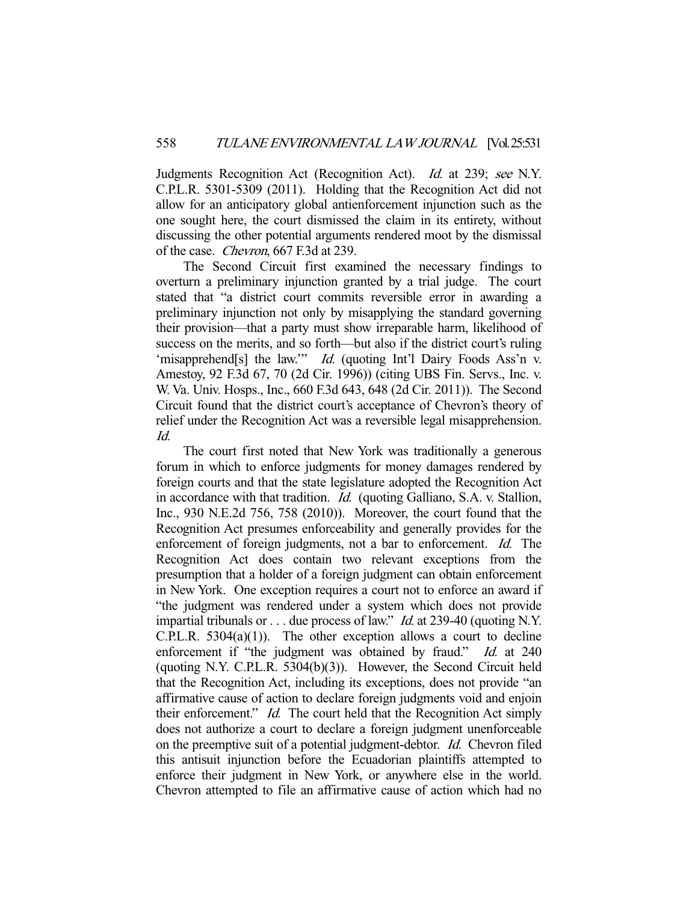Judgments Recognition Act (Recognition Act). *Id.* at 239; *see* N.Y. C.P.L.R. 5301-5309 (2011). Holding that the Recognition Act did not allow for an anticipatory global antienforcement injunction such as the one sought here, the court dismissed the claim in its entirety, without discussing the other potential arguments rendered moot by the dismissal of the case. *Chevron*, 667 F.3d at 239.

The Second Circuit first examined the necessary findings to overturn a preliminary injunction granted by a trial judge. The court stated that "a district court commits reversible error in awarding a preliminary injunction not only by misapplying the standard governing their provision—that a party must show irreparable harm, likelihood of success on the merits, and so forth—but also if the district court's ruling 'misapprehend[s] the law.'" *Id.* (quoting Int'l Dairy Foods Ass'n v. Amestoy, 92 F.3d 67, 70 (2d Cir. 1996)) (citing UBS Fin. Servs., Inc. v. W. Va. Univ. Hosps., Inc., 660 F.3d 643, 648 (2d Cir. 2011)). The Second Circuit found that the district court's acceptance of Chevron's theory of relief under the Recognition Act was a reversible legal misapprehension. *Id.*

The court first noted that New York was traditionally a generous forum in which to enforce judgments for money damages rendered by foreign courts and that the state legislature adopted the Recognition Act in accordance with that tradition. *Id.* (quoting Galliano, S.A. v. Stallion, Inc., 930 N.E.2d 756, 758 (2010)). Moreover, the court found that the Recognition Act presumes enforceability and generally provides for the enforcement of foreign judgments, not a bar to enforcement. *Id.* The Recognition Act does contain two relevant exceptions from the presumption that a holder of a foreign judgment can obtain enforcement in New York. One exception requires a court not to enforce an award if "the judgment was rendered under a system which does not provide impartial tribunals or . . . due process of law." *Id.* at 239-40 (quoting N.Y. C.P.L.R. 5304(a)(1)). The other exception allows a court to decline enforcement if "the judgment was obtained by fraud." *Id.* at 240 (quoting N.Y. C.P.L.R. 5304(b)(3)). However, the Second Circuit held that the Recognition Act, including its exceptions, does not provide "an affirmative cause of action to declare foreign judgments void and enjoin their enforcement." *Id.* The court held that the Recognition Act simply does not authorize a court to declare a foreign judgment unenforceable on the preemptive suit of a potential judgment-debtor. *Id.* Chevron filed this antisuit injunction before the Ecuadorian plaintiffs attempted to enforce their judgment in New York, or anywhere else in the world. Chevron attempted to file an affirmative cause of action which had no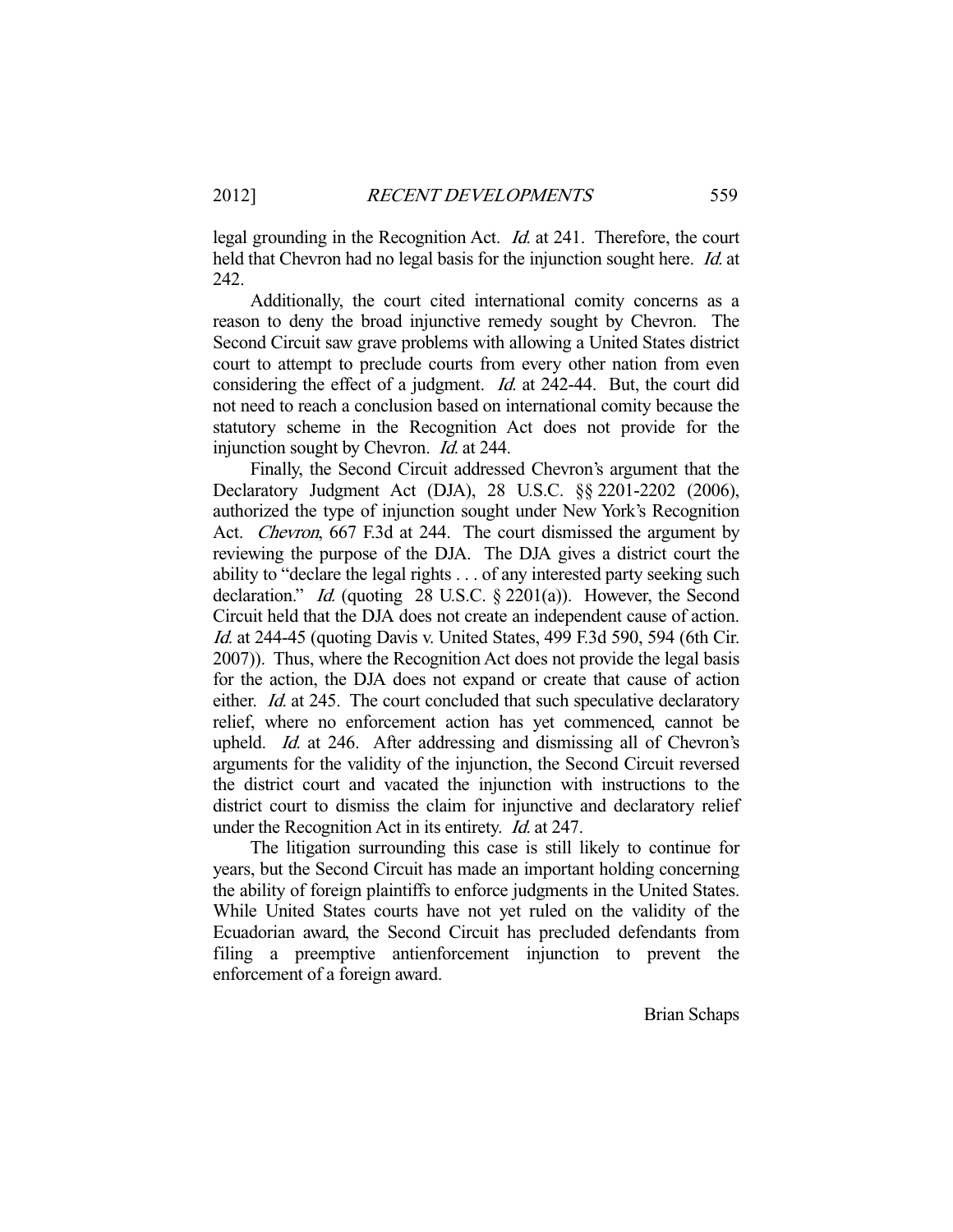legal grounding in the Recognition Act. *Id.* at 241. Therefore, the court held that Chevron had no legal basis for the injunction sought here. *Id.* at 242.

Additionally, the court cited international comity concerns as a reason to deny the broad injunctive remedy sought by Chevron. The Second Circuit saw grave problems with allowing a United States district court to attempt to preclude courts from every other nation from even considering the effect of a judgment. *Id.* at 242-44. But, the court did not need to reach a conclusion based on international comity because the statutory scheme in the Recognition Act does not provide for the injunction sought by Chevron. *Id.* at 244.

Finally, the Second Circuit addressed Chevron's argument that the Declaratory Judgment Act (DJA), 28 U.S.C. §§ 2201-2202 (2006), authorized the type of injunction sought under New York's Recognition Act. *Chevron*, 667 F.3d at 244. The court dismissed the argument by reviewing the purpose of the DJA. The DJA gives a district court the ability to "declare the legal rights . . . of any interested party seeking such declaration." *Id.* (quoting 28 U.S.C. § 2201(a)). However, the Second Circuit held that the DJA does not create an independent cause of action. *Id.* at 244-45 (quoting Davis v. United States, 499 F.3d 590, 594 (6th Cir. 2007)). Thus, where the Recognition Act does not provide the legal basis for the action, the DJA does not expand or create that cause of action either. *Id.* at 245. The court concluded that such speculative declaratory relief, where no enforcement action has yet commenced, cannot be upheld. *Id.* at 246. After addressing and dismissing all of Chevron's arguments for the validity of the injunction, the Second Circuit reversed the district court and vacated the injunction with instructions to the district court to dismiss the claim for injunctive and declaratory relief under the Recognition Act in its entirety. *Id.* at 247.

The litigation surrounding this case is still likely to continue for years, but the Second Circuit has made an important holding concerning the ability of foreign plaintiffs to enforce judgments in the United States. While United States courts have not yet ruled on the validity of the Ecuadorian award, the Second Circuit has precluded defendants from filing a preemptive antienforcement injunction to prevent the enforcement of a foreign award.

Brian Schaps